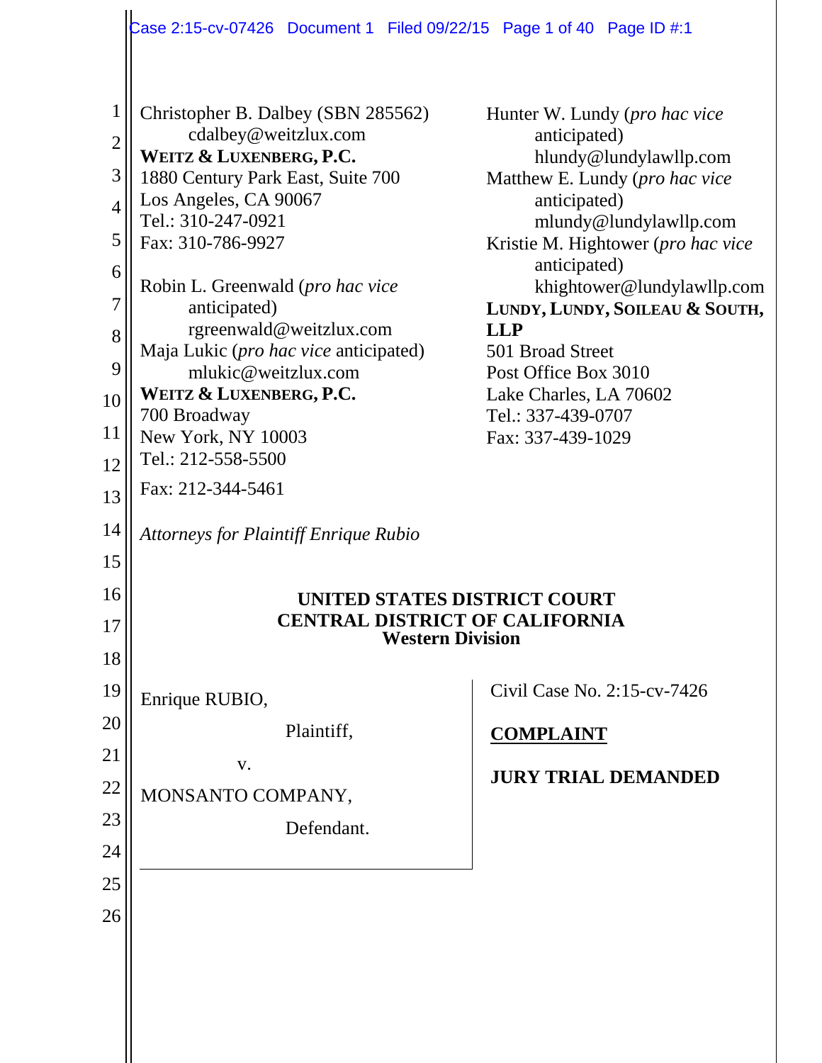Christopher B. Dalbey (SBN 285562)
cdalbey@weitzlux.com
**WEITZ & LUXENBERG, P.C.**
1880 Century Park East, Suite 700
Los Angeles, CA 90067
Tel.: 310-247-0921
Fax: 310-786-9927

Robin L. Greenwald (*pro hac vice* anticipated)
rgreenwald@weitzlux.com
Maja Lukic (*pro hac vice* anticipated)
mlukic@weitzlux.com
**WEITZ & LUXENBERG, P.C.**
700 Broadway
New York, NY 10003
Tel.: 212-558-5500
Fax: 212-344-5461

Hunter W. Lundy (*pro hac vice* anticipated)
hlundy@lundylawllp.com
Matthew E. Lundy (*pro hac vice* anticipated)
mlundy@lundylawllp.com
Kristie M. Hightower (*pro hac vice* anticipated)
khightower@lundylawllp.com
**LUNDY, LUNDY, SOILEAU & SOUTH, LLP**
501 Broad Street
Post Office Box 3010
Lake Charles, LA 70602
Tel.: 337-439-0707
Fax: 337-439-1029

*Attorneys for Plaintiff Enrique Rubio*

**UNITED STATES DISTRICT COURT**
**CENTRAL DISTRICT OF CALIFORNIA**
**Western Division**

Enrique RUBIO,

Plaintiff,

v.

MONSANTO COMPANY,

Defendant.

Civil Case No. 2:15-cv-7426

**COMPLAINT**

**JURY TRIAL DEMANDED**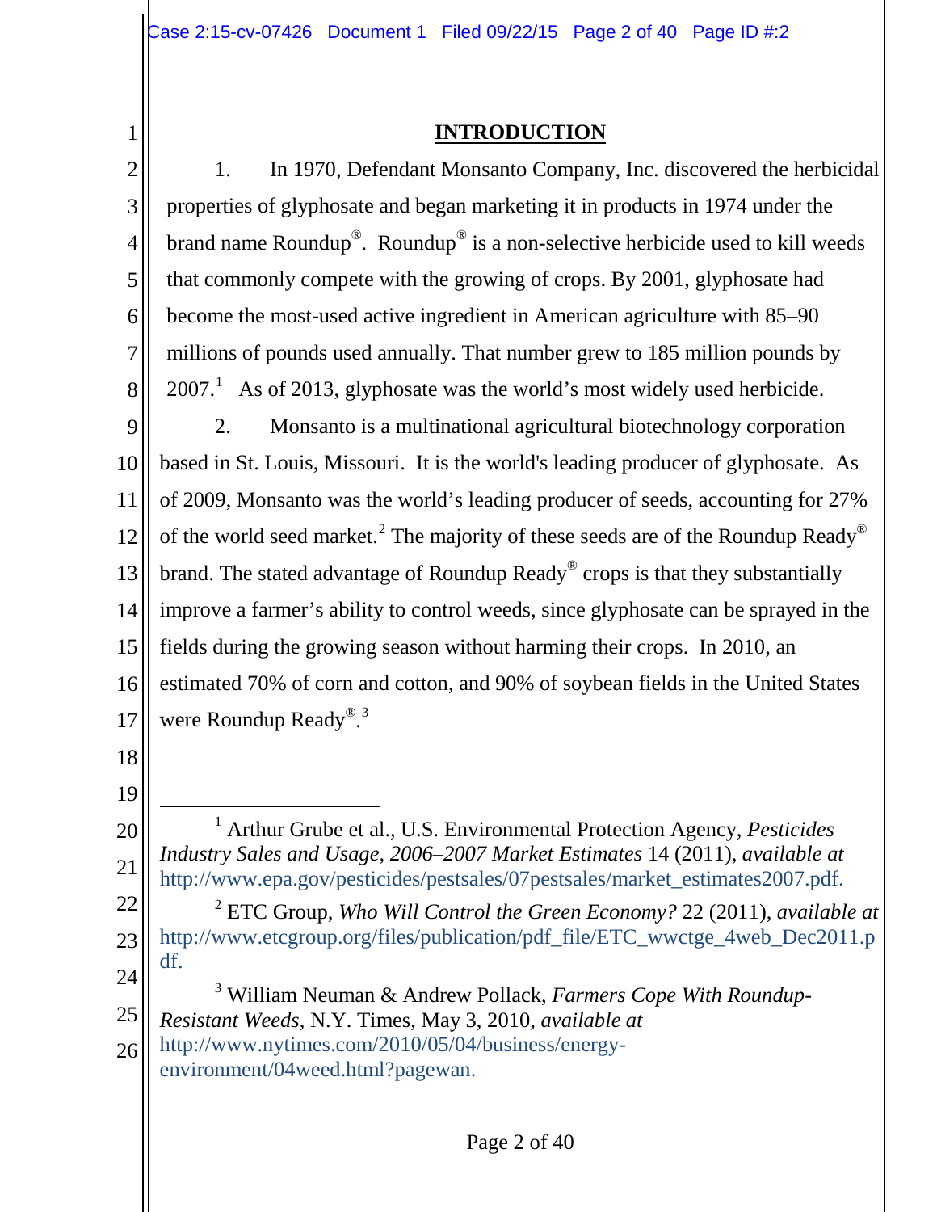## INTRODUCTION

1. In 1970, Defendant Monsanto Company, Inc. discovered the herbicidal properties of glyphosate and began marketing it in products in 1974 under the brand name Roundup®. Roundup® is a non-selective herbicide used to kill weeds that commonly compete with the growing of crops. By 2001, glyphosate had become the most-used active ingredient in American agriculture with 85–90 millions of pounds used annually. That number grew to 185 million pounds by 2007.[1] As of 2013, glyphosate was the world's most widely used herbicide.

2. Monsanto is a multinational agricultural biotechnology corporation based in St. Louis, Missouri. It is the world's leading producer of glyphosate. As of 2009, Monsanto was the world's leading producer of seeds, accounting for 27% of the world seed market.[2] The majority of these seeds are of the Roundup Ready® brand. The stated advantage of Roundup Ready® crops is that they substantially improve a farmer's ability to control weeds, since glyphosate can be sprayed in the fields during the growing season without harming their crops. In 2010, an estimated 70% of corn and cotton, and 90% of soybean fields in the United States were Roundup Ready®.[3]

---

[1] Arthur Grube et al., U.S. Environmental Protection Agency, *Pesticides Industry Sales and Usage, 2006–2007 Market Estimates* 14 (2011), *available at* http://www.epa.gov/pesticides/pestsales/07pestsales/market_estimates2007.pdf.

[2] ETC Group, *Who Will Control the Green Economy?* 22 (2011), *available at* http://www.etcgroup.org/files/publication/pdf_file/ETC_wwctge_4web_Dec2011.pdf.

[3] William Neuman & Andrew Pollack, *Farmers Cope With Roundup-Resistant Weeds*, N.Y. Times, May 3, 2010, *available at* http://www.nytimes.com/2010/05/04/business/energy-environment/04weed.html?pagewan.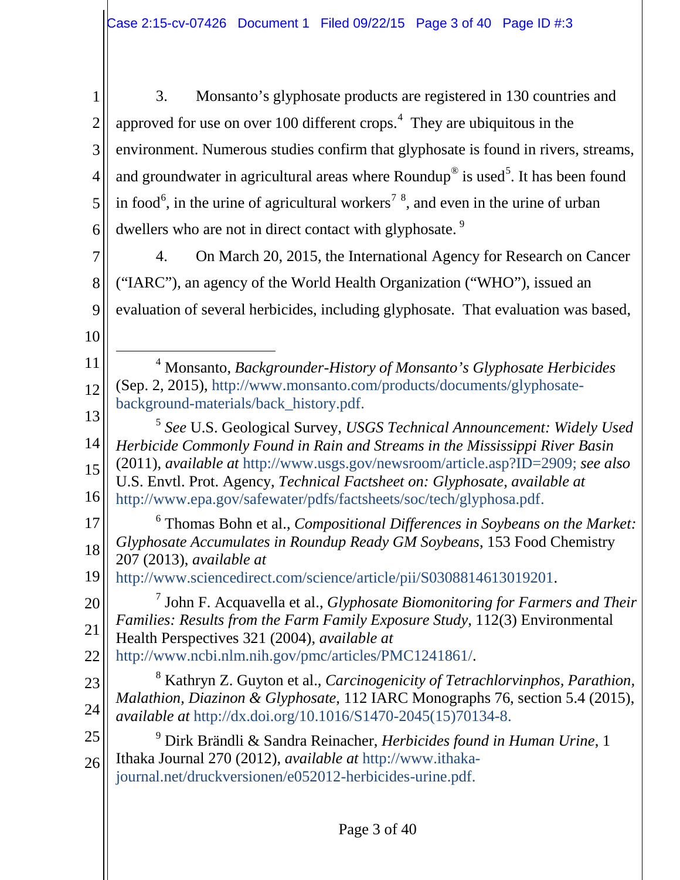3. Monsanto's glyphosate products are registered in 130 countries and approved for use on over 100 different crops.[4] They are ubiquitous in the environment. Numerous studies confirm that glyphosate is found in rivers, streams, and groundwater in agricultural areas where Roundup® is used[5]. It has been found in food[6], in the urine of agricultural workers[7] [8], and even in the urine of urban dwellers who are not in direct contact with glyphosate. [9]

4. On March 20, 2015, the International Agency for Research on Cancer ("IARC"), an agency of the World Health Organization ("WHO"), issued an evaluation of several herbicides, including glyphosate. That evaluation was based,

---

[4] Monsanto, *Backgrounder-History of Monsanto's Glyphosate Herbicides* (Sep. 2, 2015), http://www.monsanto.com/products/documents/glyphosate-background-materials/back_history.pdf.

[5] *See* U.S. Geological Survey, *USGS Technical Announcement: Widely Used Herbicide Commonly Found in Rain and Streams in the Mississippi River Basin* (2011), *available at* http://www.usgs.gov/newsroom/article.asp?ID=2909; *see also* U.S. Envtl. Prot. Agency, *Technical Factsheet on: Glyphosate, available at* http://www.epa.gov/safewater/pdfs/factsheets/soc/tech/glyphosa.pdf.

[6] Thomas Bohn et al., *Compositional Differences in Soybeans on the Market: Glyphosate Accumulates in Roundup Ready GM Soybeans*, 153 Food Chemistry 207 (2013), *available at* http://www.sciencedirect.com/science/article/pii/S0308814613019201.

[7] John F. Acquavella et al., *Glyphosate Biomonitoring for Farmers and Their Families: Results from the Farm Family Exposure Study*, 112(3) Environmental Health Perspectives 321 (2004), *available at* http://www.ncbi.nlm.nih.gov/pmc/articles/PMC1241861/.

[8] Kathryn Z. Guyton et al., *Carcinogenicity of Tetrachlorvinphos, Parathion, Malathion, Diazinon & Glyphosate*, 112 IARC Monographs 76, section 5.4 (2015), *available at* http://dx.doi.org/10.1016/S1470-2045(15)70134-8.

[9] Dirk Brändli & Sandra Reinacher, *Herbicides found in Human Urine*, 1 Ithaka Journal 270 (2012), *available at* http://www.ithaka-journal.net/druckversionen/e052012-herbicides-urine.pdf.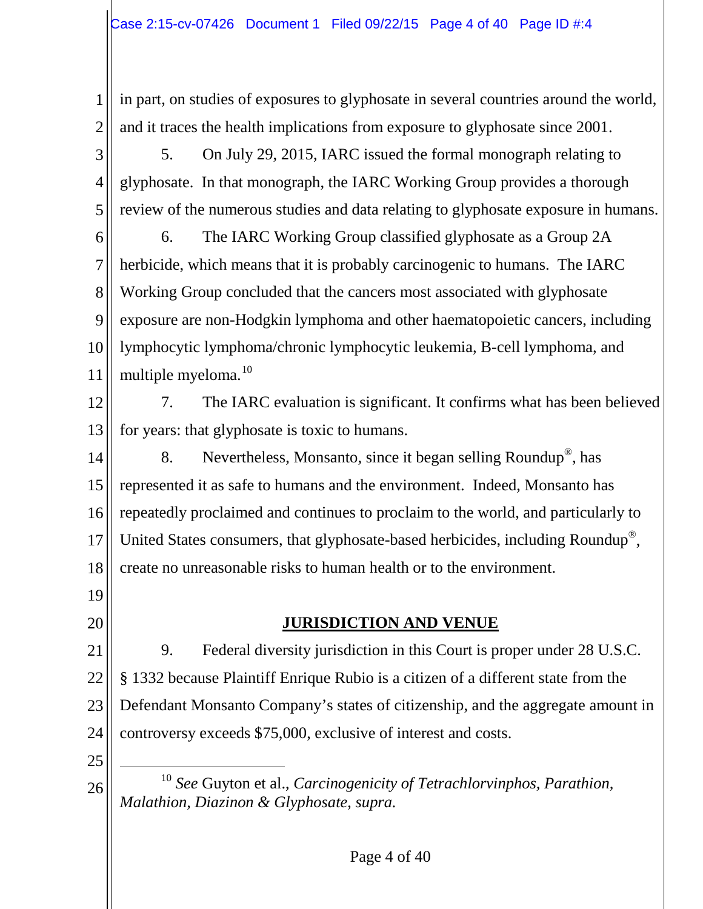in part, on studies of exposures to glyphosate in several countries around the world, and it traces the health implications from exposure to glyphosate since 2001.

5. On July 29, 2015, IARC issued the formal monograph relating to glyphosate. In that monograph, the IARC Working Group provides a thorough review of the numerous studies and data relating to glyphosate exposure in humans.

6. The IARC Working Group classified glyphosate as a Group 2A herbicide, which means that it is probably carcinogenic to humans. The IARC Working Group concluded that the cancers most associated with glyphosate exposure are non-Hodgkin lymphoma and other haematopoietic cancers, including lymphocytic lymphoma/chronic lymphocytic leukemia, B-cell lymphoma, and multiple myeloma.[10]

7. The IARC evaluation is significant. It confirms what has been believed for years: that glyphosate is toxic to humans.

8. Nevertheless, Monsanto, since it began selling Roundup®, has represented it as safe to humans and the environment. Indeed, Monsanto has repeatedly proclaimed and continues to proclaim to the world, and particularly to United States consumers, that glyphosate-based herbicides, including Roundup®, create no unreasonable risks to human health or to the environment.

## JURISDICTION AND VENUE

9. Federal diversity jurisdiction in this Court is proper under 28 U.S.C. § 1332 because Plaintiff Enrique Rubio is a citizen of a different state from the Defendant Monsanto Company's states of citizenship, and the aggregate amount in controversy exceeds $75,000, exclusive of interest and costs.

---

[10] *See* Guyton et al., *Carcinogenicity of Tetrachlorvinphos, Parathion, Malathion, Diazinon & Glyphosate*, *supra*.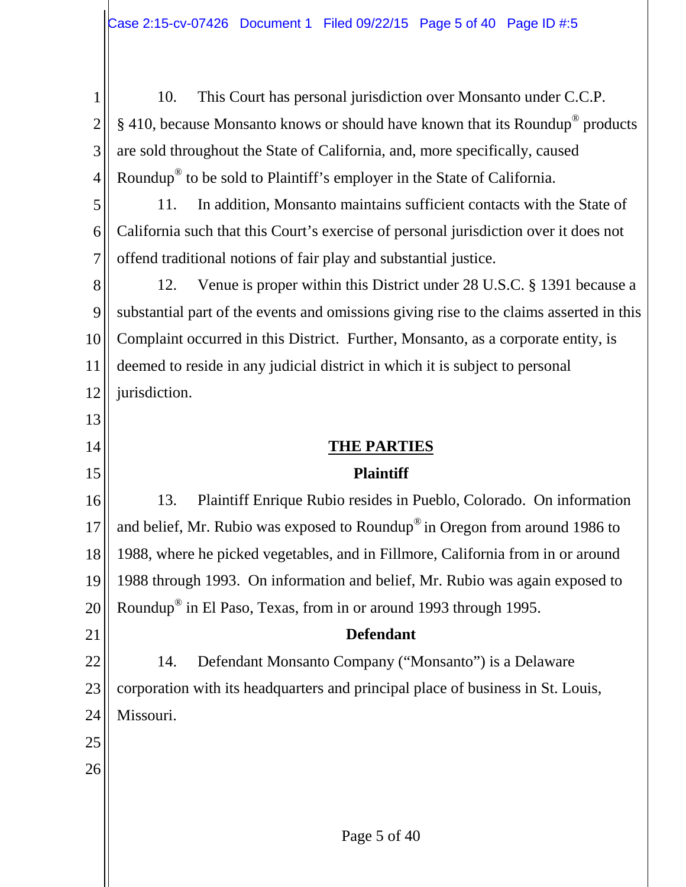10. This Court has personal jurisdiction over Monsanto under C.C.P. § 410, because Monsanto knows or should have known that its Roundup® products are sold throughout the State of California, and, more specifically, caused Roundup® to be sold to Plaintiff's employer in the State of California.

11. In addition, Monsanto maintains sufficient contacts with the State of California such that this Court's exercise of personal jurisdiction over it does not offend traditional notions of fair play and substantial justice.

12. Venue is proper within this District under 28 U.S.C. § 1391 because a substantial part of the events and omissions giving rise to the claims asserted in this Complaint occurred in this District. Further, Monsanto, as a corporate entity, is deemed to reside in any judicial district in which it is subject to personal jurisdiction.

## THE PARTIES

### Plaintiff

13. Plaintiff Enrique Rubio resides in Pueblo, Colorado. On information and belief, Mr. Rubio was exposed to Roundup® in Oregon from around 1986 to 1988, where he picked vegetables, and in Fillmore, California from in or around 1988 through 1993. On information and belief, Mr. Rubio was again exposed to Roundup® in El Paso, Texas, from in or around 1993 through 1995.

### Defendant

14. Defendant Monsanto Company ("Monsanto") is a Delaware corporation with its headquarters and principal place of business in St. Louis, Missouri.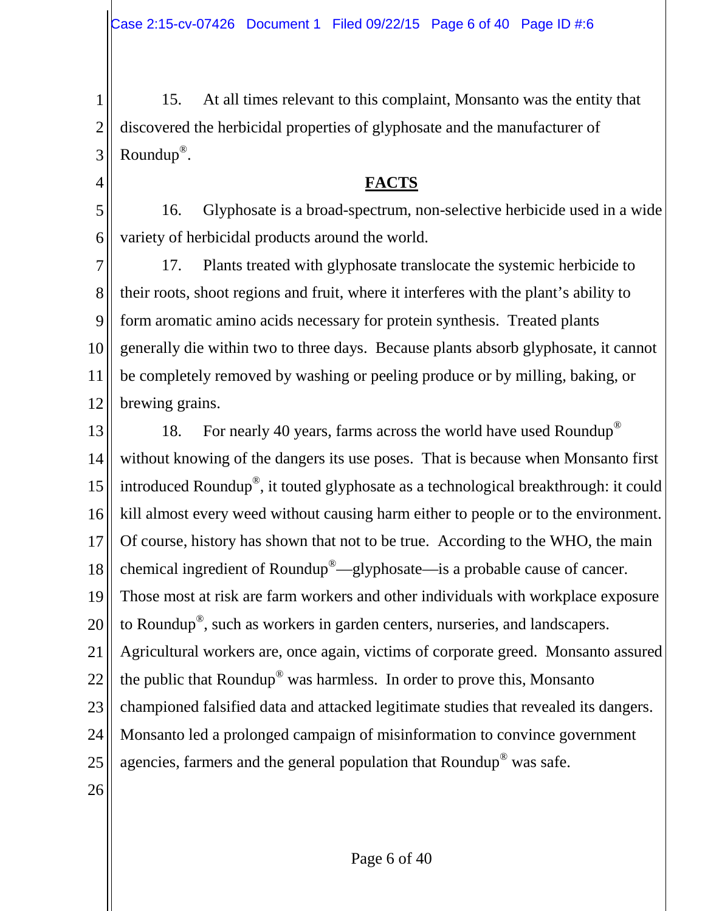15. At all times relevant to this complaint, Monsanto was the entity that discovered the herbicidal properties of glyphosate and the manufacturer of Roundup®.

## FACTS

16. Glyphosate is a broad-spectrum, non-selective herbicide used in a wide variety of herbicidal products around the world.

17. Plants treated with glyphosate translocate the systemic herbicide to their roots, shoot regions and fruit, where it interferes with the plant's ability to form aromatic amino acids necessary for protein synthesis. Treated plants generally die within two to three days. Because plants absorb glyphosate, it cannot be completely removed by washing or peeling produce or by milling, baking, or brewing grains.

18. For nearly 40 years, farms across the world have used Roundup® without knowing of the dangers its use poses. That is because when Monsanto first introduced Roundup®, it touted glyphosate as a technological breakthrough: it could kill almost every weed without causing harm either to people or to the environment. Of course, history has shown that not to be true. According to the WHO, the main chemical ingredient of Roundup®—glyphosate—is a probable cause of cancer. Those most at risk are farm workers and other individuals with workplace exposure to Roundup®, such as workers in garden centers, nurseries, and landscapers. Agricultural workers are, once again, victims of corporate greed. Monsanto assured the public that Roundup® was harmless. In order to prove this, Monsanto championed falsified data and attacked legitimate studies that revealed its dangers. Monsanto led a prolonged campaign of misinformation to convince government agencies, farmers and the general population that Roundup® was safe.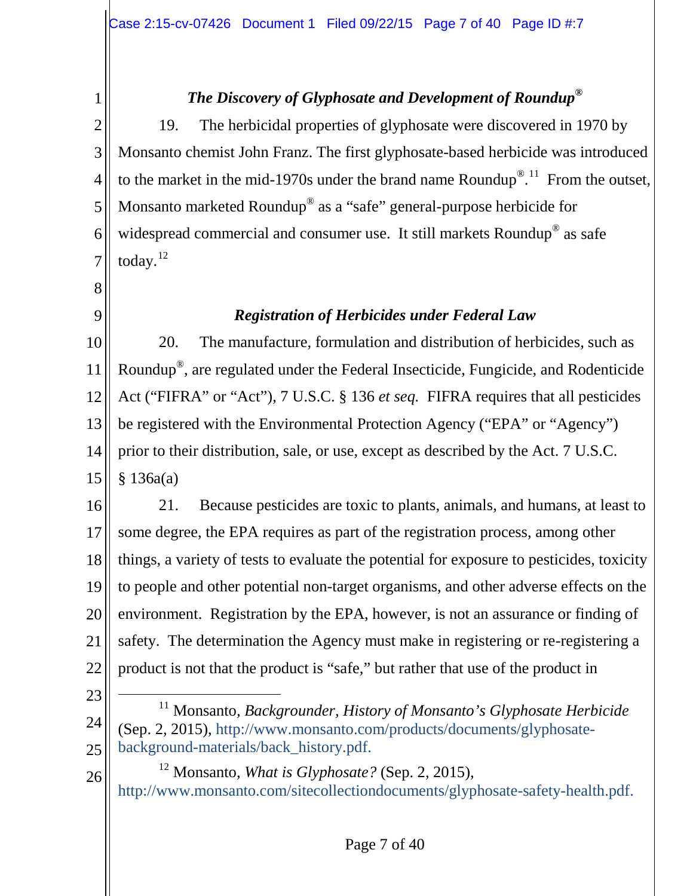### *The Discovery of Glyphosate and Development of Roundup®*

19. The herbicidal properties of glyphosate were discovered in 1970 by Monsanto chemist John Franz. The first glyphosate-based herbicide was introduced to the market in the mid-1970s under the brand name Roundup®.[11] From the outset, Monsanto marketed Roundup® as a "safe" general-purpose herbicide for widespread commercial and consumer use. It still markets Roundup® as safe today.[12]

### *Registration of Herbicides under Federal Law*

20. The manufacture, formulation and distribution of herbicides, such as Roundup®, are regulated under the Federal Insecticide, Fungicide, and Rodenticide Act ("FIFRA" or "Act"), 7 U.S.C. § 136 *et seq.* FIFRA requires that all pesticides be registered with the Environmental Protection Agency ("EPA" or "Agency") prior to their distribution, sale, or use, except as described by the Act. 7 U.S.C. § 136a(a)

21. Because pesticides are toxic to plants, animals, and humans, at least to some degree, the EPA requires as part of the registration process, among other things, a variety of tests to evaluate the potential for exposure to pesticides, toxicity to people and other potential non-target organisms, and other adverse effects on the environment. Registration by the EPA, however, is not an assurance or finding of safety. The determination the Agency must make in registering or re-registering a product is not that the product is "safe," but rather that use of the product in

---

[11] Monsanto, *Backgrounder, History of Monsanto's Glyphosate Herbicide* (Sep. 2, 2015), http://www.monsanto.com/products/documents/glyphosate-background-materials/back_history.pdf.

[12] Monsanto, *What is Glyphosate?* (Sep. 2, 2015), http://www.monsanto.com/sitecollectiondocuments/glyphosate-safety-health.pdf.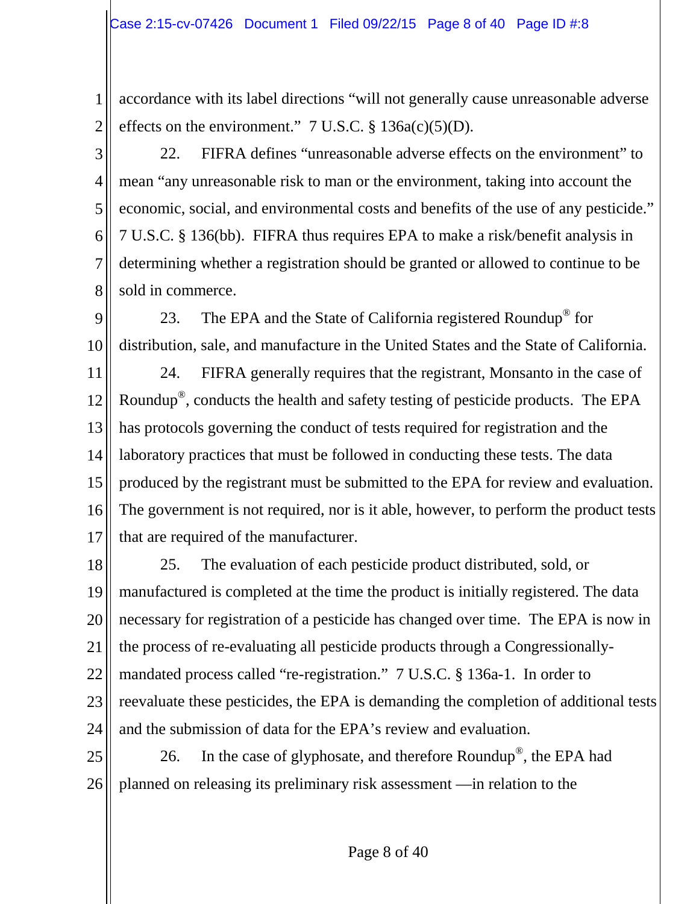accordance with its label directions "will not generally cause unreasonable adverse effects on the environment." 7 U.S.C. § 136a(c)(5)(D).

22. FIFRA defines "unreasonable adverse effects on the environment" to mean "any unreasonable risk to man or the environment, taking into account the economic, social, and environmental costs and benefits of the use of any pesticide." 7 U.S.C. § 136(bb). FIFRA thus requires EPA to make a risk/benefit analysis in determining whether a registration should be granted or allowed to continue to be sold in commerce.

23. The EPA and the State of California registered Roundup® for distribution, sale, and manufacture in the United States and the State of California.

24. FIFRA generally requires that the registrant, Monsanto in the case of Roundup®, conducts the health and safety testing of pesticide products. The EPA has protocols governing the conduct of tests required for registration and the laboratory practices that must be followed in conducting these tests. The data produced by the registrant must be submitted to the EPA for review and evaluation. The government is not required, nor is it able, however, to perform the product tests that are required of the manufacturer.

25. The evaluation of each pesticide product distributed, sold, or manufactured is completed at the time the product is initially registered. The data necessary for registration of a pesticide has changed over time. The EPA is now in the process of re-evaluating all pesticide products through a Congressionally-mandated process called "re-registration." 7 U.S.C. § 136a-1. In order to reevaluate these pesticides, the EPA is demanding the completion of additional tests and the submission of data for the EPA's review and evaluation.

26. In the case of glyphosate, and therefore Roundup®, the EPA had planned on releasing its preliminary risk assessment —in relation to the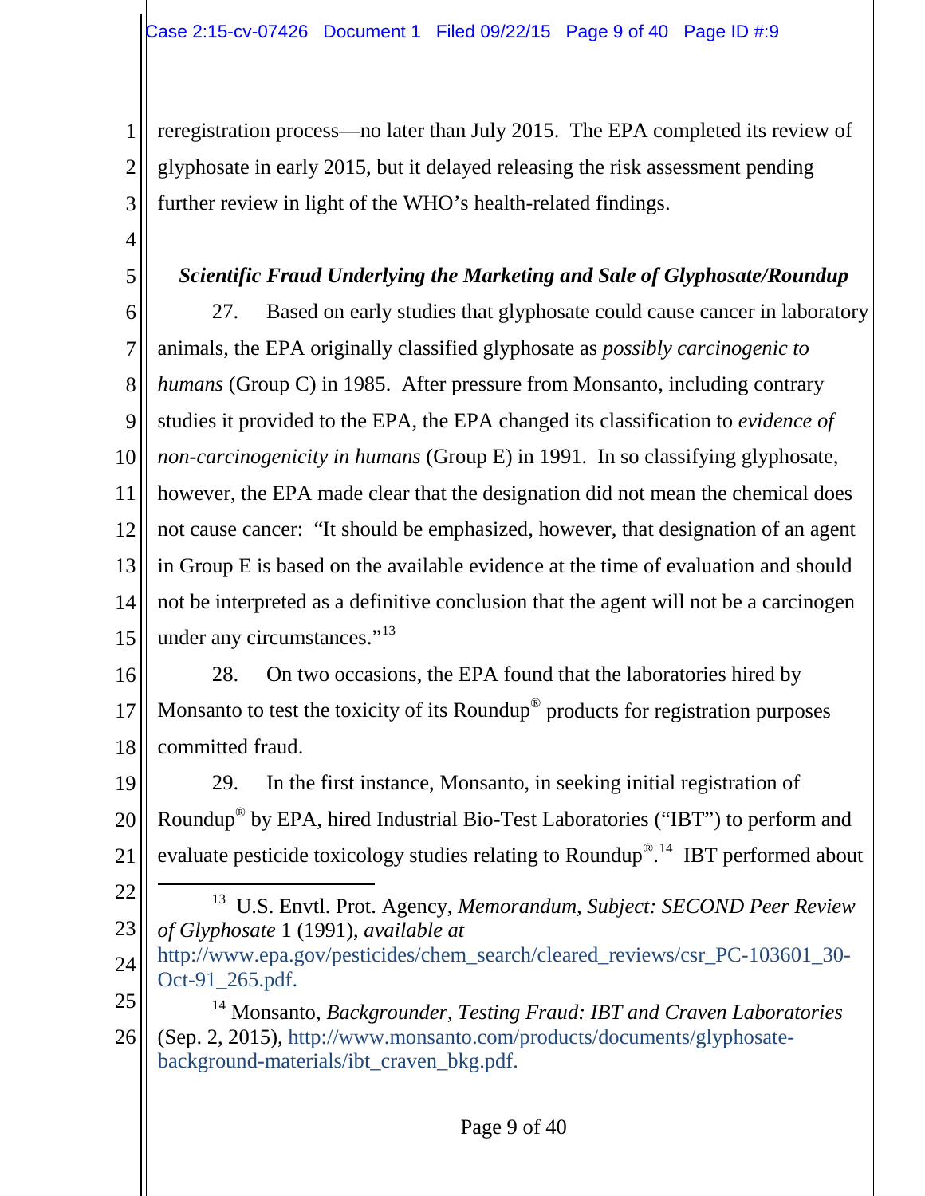reregistration process—no later than July 2015. The EPA completed its review of glyphosate in early 2015, but it delayed releasing the risk assessment pending further review in light of the WHO's health-related findings.

***Scientific Fraud Underlying the Marketing and Sale of Glyphosate/Roundup***

27. Based on early studies that glyphosate could cause cancer in laboratory animals, the EPA originally classified glyphosate as *possibly carcinogenic to humans* (Group C) in 1985. After pressure from Monsanto, including contrary studies it provided to the EPA, the EPA changed its classification to *evidence of non-carcinogenicity in humans* (Group E) in 1991. In so classifying glyphosate, however, the EPA made clear that the designation did not mean the chemical does not cause cancer: "It should be emphasized, however, that designation of an agent in Group E is based on the available evidence at the time of evaluation and should not be interpreted as a definitive conclusion that the agent will not be a carcinogen under any circumstances."[13]

28. On two occasions, the EPA found that the laboratories hired by Monsanto to test the toxicity of its Roundup® products for registration purposes committed fraud.

29. In the first instance, Monsanto, in seeking initial registration of Roundup® by EPA, hired Industrial Bio-Test Laboratories ("IBT") to perform and evaluate pesticide toxicology studies relating to Roundup®.[14] IBT performed about

---

[13] U.S. Envtl. Prot. Agency, *Memorandum, Subject: SECOND Peer Review of Glyphosate* 1 (1991), *available at* http://www.epa.gov/pesticides/chem_search/cleared_reviews/csr_PC-103601_30-Oct-91_265.pdf.

[14] Monsanto, *Backgrounder, Testing Fraud: IBT and Craven Laboratories* (Sep. 2, 2015), http://www.monsanto.com/products/documents/glyphosate-background-materials/ibt_craven_bkg.pdf.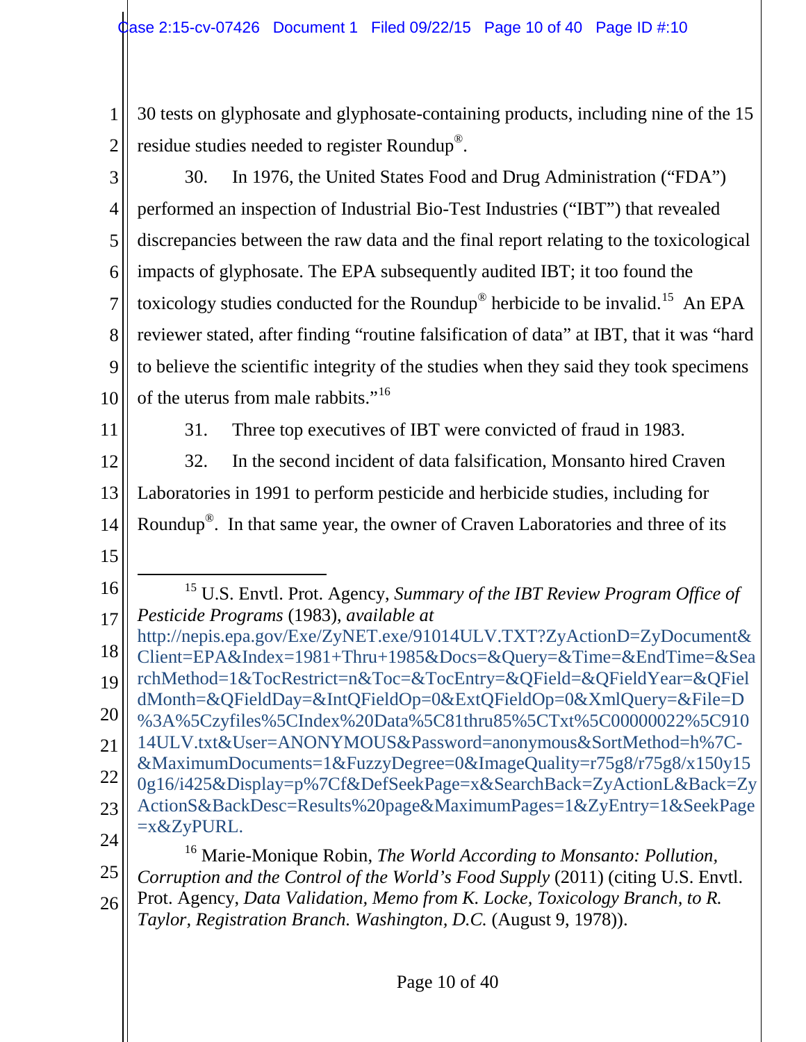30 tests on glyphosate and glyphosate-containing products, including nine of the 15 residue studies needed to register Roundup®.

30. In 1976, the United States Food and Drug Administration ("FDA") performed an inspection of Industrial Bio-Test Industries ("IBT") that revealed discrepancies between the raw data and the final report relating to the toxicological impacts of glyphosate. The EPA subsequently audited IBT; it too found the toxicology studies conducted for the Roundup® herbicide to be invalid.[15] An EPA reviewer stated, after finding "routine falsification of data" at IBT, that it was "hard to believe the scientific integrity of the studies when they said they took specimens of the uterus from male rabbits."[16]

31. Three top executives of IBT were convicted of fraud in 1983.

32. In the second incident of data falsification, Monsanto hired Craven Laboratories in 1991 to perform pesticide and herbicide studies, including for Roundup®. In that same year, the owner of Craven Laboratories and three of its

---

[15] U.S. Envtl. Prot. Agency, *Summary of the IBT Review Program Office of Pesticide Programs* (1983), *available at* http://nepis.epa.gov/Exe/ZyNET.exe/91014ULV.TXT?ZyActionD=ZyDocument&Client=EPA&Index=1981+Thru+1985&Docs=&Query=&Time=&EndTime=&SearchMethod=1&TocRestrict=n&Toc=&TocEntry=&QField=&QFieldYear=&QFieldMonth=&QFieldDay=&IntQFieldOp=0&ExtQFieldOp=0&XmlQuery=&File=D%3A%5Czyfiles%5CIndex%20Data%5C81thru85%5CTxt%5C00000022%5C91014ULV.txt&User=ANONYMOUS&Password=anonymous&SortMethod=h%7C-&MaximumDocuments=1&FuzzyDegree=0&ImageQuality=r75g8/r75g8/x150y150g16/i425&Display=p%7Cf&DefSeekPage=x&SearchBack=ZyActionL&Back=ZyActionS&BackDesc=Results%20page&MaximumPages=1&ZyEntry=1&SeekPage=x&ZyPURL.

[16] Marie-Monique Robin, *The World According to Monsanto: Pollution, Corruption and the Control of the World's Food Supply* (2011) (citing U.S. Envtl. Prot. Agency, *Data Validation, Memo from K. Locke, Toxicology Branch, to R. Taylor, Registration Branch. Washington, D.C.* (August 9, 1978)).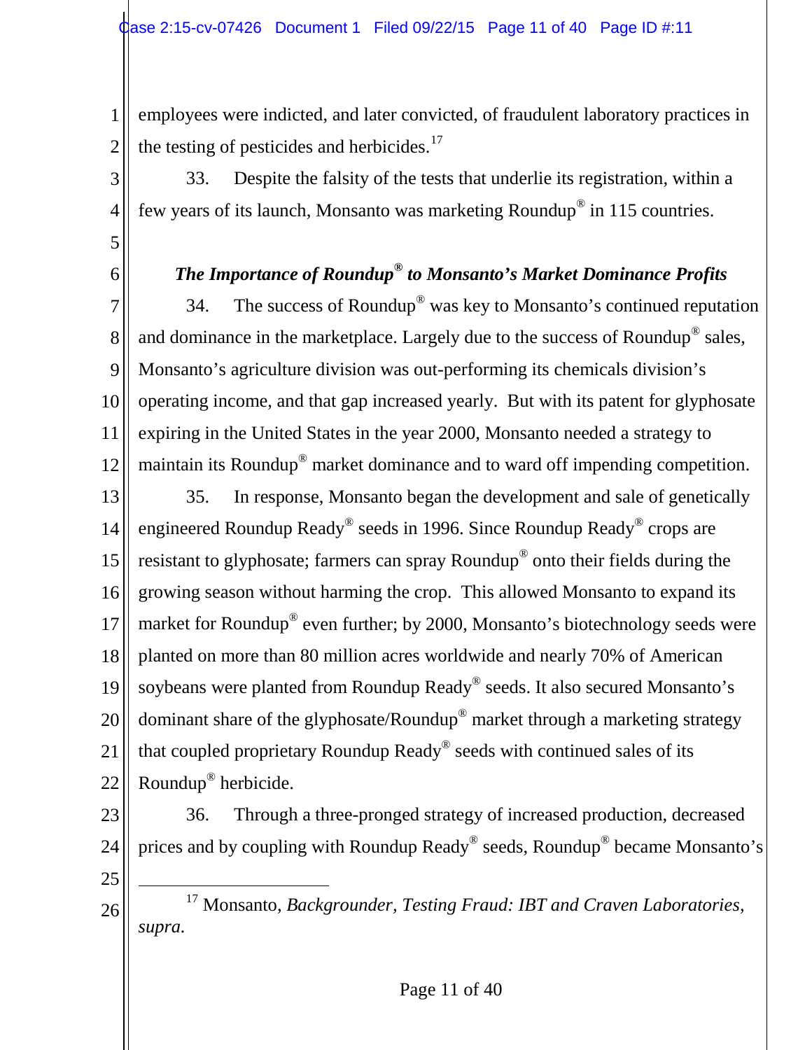employees were indicted, and later convicted, of fraudulent laboratory practices in the testing of pesticides and herbicides.[17]

33. Despite the falsity of the tests that underlie its registration, within a few years of its launch, Monsanto was marketing Roundup® in 115 countries.

### *The Importance of Roundup® to Monsanto's Market Dominance Profits*

34. The success of Roundup® was key to Monsanto's continued reputation and dominance in the marketplace. Largely due to the success of Roundup® sales, Monsanto's agriculture division was out-performing its chemicals division's operating income, and that gap increased yearly. But with its patent for glyphosate expiring in the United States in the year 2000, Monsanto needed a strategy to maintain its Roundup® market dominance and to ward off impending competition.

35. In response, Monsanto began the development and sale of genetically engineered Roundup Ready® seeds in 1996. Since Roundup Ready® crops are resistant to glyphosate; farmers can spray Roundup® onto their fields during the growing season without harming the crop. This allowed Monsanto to expand its market for Roundup® even further; by 2000, Monsanto's biotechnology seeds were planted on more than 80 million acres worldwide and nearly 70% of American soybeans were planted from Roundup Ready® seeds. It also secured Monsanto's dominant share of the glyphosate/Roundup® market through a marketing strategy that coupled proprietary Roundup Ready® seeds with continued sales of its Roundup® herbicide.

36. Through a three-pronged strategy of increased production, decreased prices and by coupling with Roundup Ready® seeds, Roundup® became Monsanto's

---

[17] Monsanto, *Backgrounder, Testing Fraud: IBT and Craven Laboratories*, *supra*.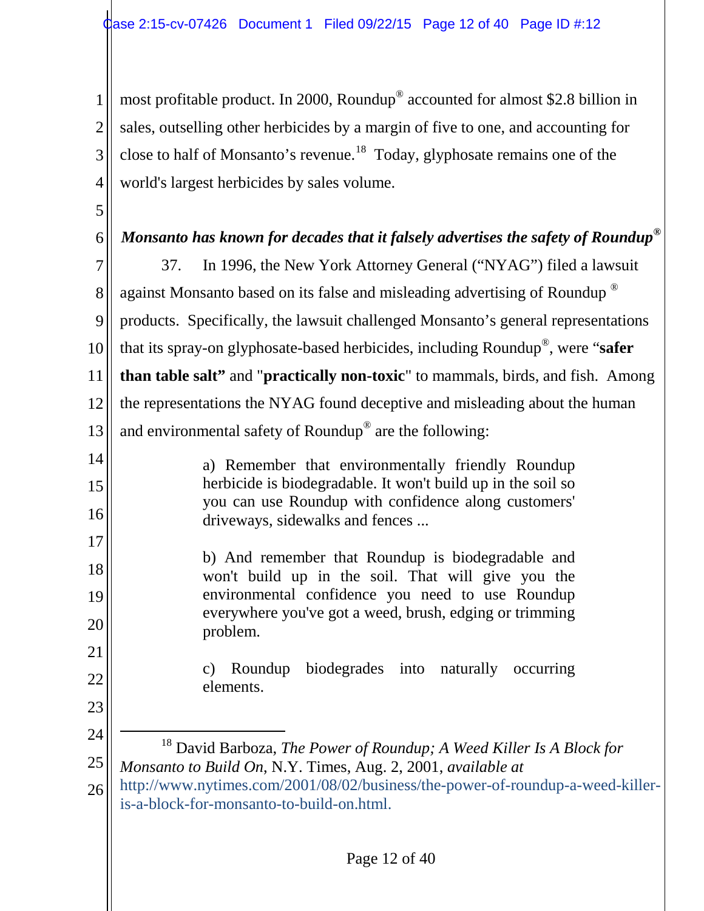most profitable product. In 2000, Roundup® accounted for almost $2.8 billion in sales, outselling other herbicides by a margin of five to one, and accounting for close to half of Monsanto's revenue.[18] Today, glyphosate remains one of the world's largest herbicides by sales volume.

***Monsanto has known for decades that it falsely advertises the safety of Roundup®***

37. In 1996, the New York Attorney General ("NYAG") filed a lawsuit against Monsanto based on its false and misleading advertising of Roundup ® products. Specifically, the lawsuit challenged Monsanto's general representations that its spray-on glyphosate-based herbicides, including Roundup®, were "**safer than table salt"** and "**practically non-toxic**" to mammals, birds, and fish. Among the representations the NYAG found deceptive and misleading about the human and environmental safety of Roundup® are the following:

> a) Remember that environmentally friendly Roundup herbicide is biodegradable. It won't build up in the soil so you can use Roundup with confidence along customers' driveways, sidewalks and fences ...
>
> b) And remember that Roundup is biodegradable and won't build up in the soil. That will give you the environmental confidence you need to use Roundup everywhere you've got a weed, brush, edging or trimming problem.
>
> c) Roundup biodegrades into naturally occurring elements.

---

[18] David Barboza, *The Power of Roundup; A Weed Killer Is A Block for Monsanto to Build On*, N.Y. Times, Aug. 2, 2001, *available at* http://www.nytimes.com/2001/08/02/business/the-power-of-roundup-a-weed-killer-is-a-block-for-monsanto-to-build-on.html.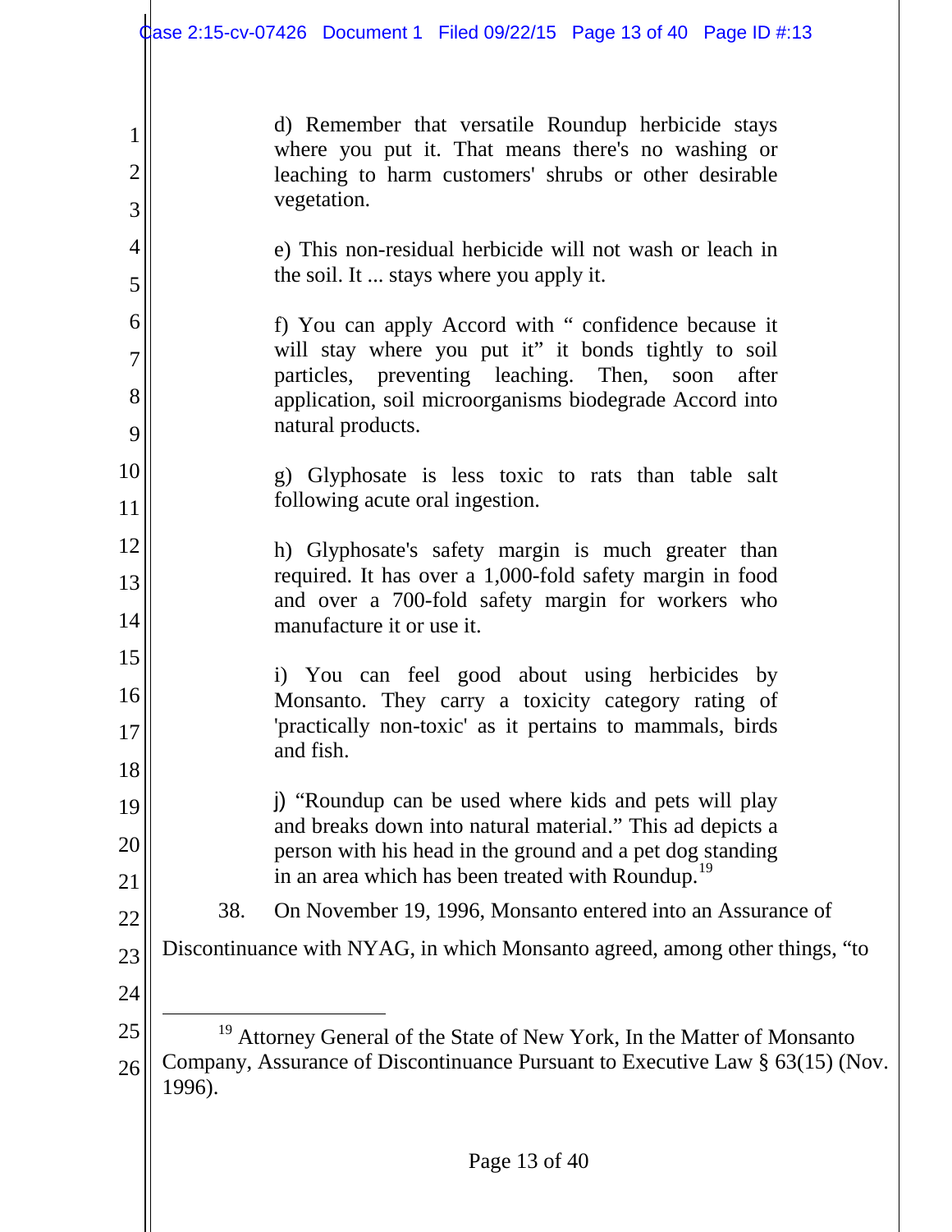> d) Remember that versatile Roundup herbicide stays where you put it. That means there's no washing or leaching to harm customers' shrubs or other desirable vegetation.
>
> e) This non-residual herbicide will not wash or leach in the soil. It ... stays where you apply it.
>
> f) You can apply Accord with " confidence because it will stay where you put it" it bonds tightly to soil particles, preventing leaching. Then, soon after application, soil microorganisms biodegrade Accord into natural products.
>
> g) Glyphosate is less toxic to rats than table salt following acute oral ingestion.
>
> h) Glyphosate's safety margin is much greater than required. It has over a 1,000-fold safety margin in food and over a 700-fold safety margin for workers who manufacture it or use it.
>
> i) You can feel good about using herbicides by Monsanto. They carry a toxicity category rating of 'practically non-toxic' as it pertains to mammals, birds and fish.
>
> j) "Roundup can be used where kids and pets will play and breaks down into natural material." This ad depicts a person with his head in the ground and a pet dog standing in an area which has been treated with Roundup.[19]

38. On November 19, 1996, Monsanto entered into an Assurance of Discontinuance with NYAG, in which Monsanto agreed, among other things, "to

[19] Attorney General of the State of New York, In the Matter of Monsanto Company, Assurance of Discontinuance Pursuant to Executive Law § 63(15) (Nov. 1996).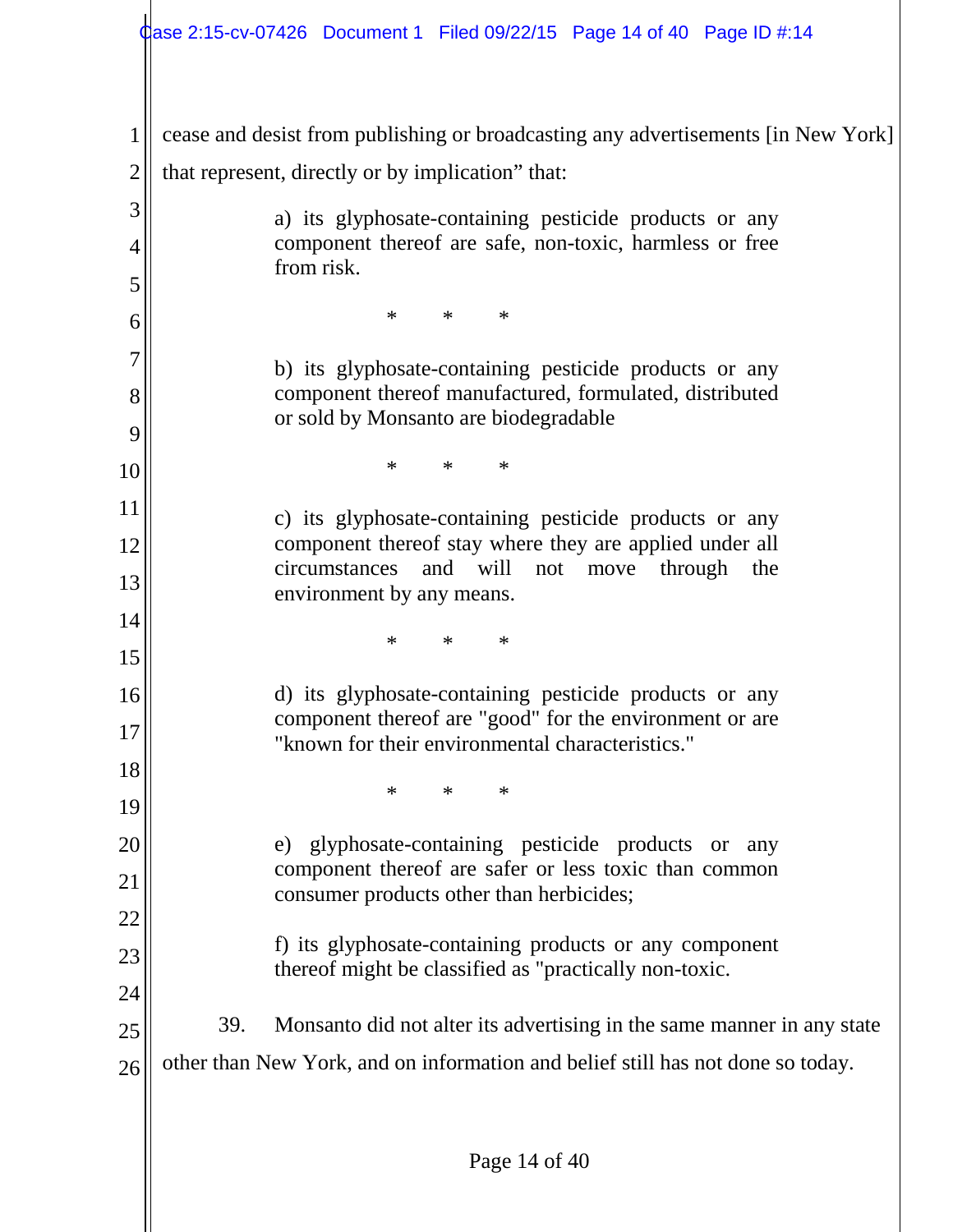cease and desist from publishing or broadcasting any advertisements [in New York] that represent, directly or by implication" that:

> a) its glyphosate-containing pesticide products or any component thereof are safe, non-toxic, harmless or free from risk.
>
> \* \* \*
>
> b) its glyphosate-containing pesticide products or any component thereof manufactured, formulated, distributed or sold by Monsanto are biodegradable
>
> \* \* \*
>
> c) its glyphosate-containing pesticide products or any component thereof stay where they are applied under all circumstances and will not move through the environment by any means.
>
> \* \* \*
>
> d) its glyphosate-containing pesticide products or any component thereof are "good" for the environment or are "known for their environmental characteristics."
>
> \* \* \*
>
> e) glyphosate-containing pesticide products or any component thereof are safer or less toxic than common consumer products other than herbicides;
>
> f) its glyphosate-containing products or any component thereof might be classified as "practically non-toxic.

39. Monsanto did not alter its advertising in the same manner in any state other than New York, and on information and belief still has not done so today.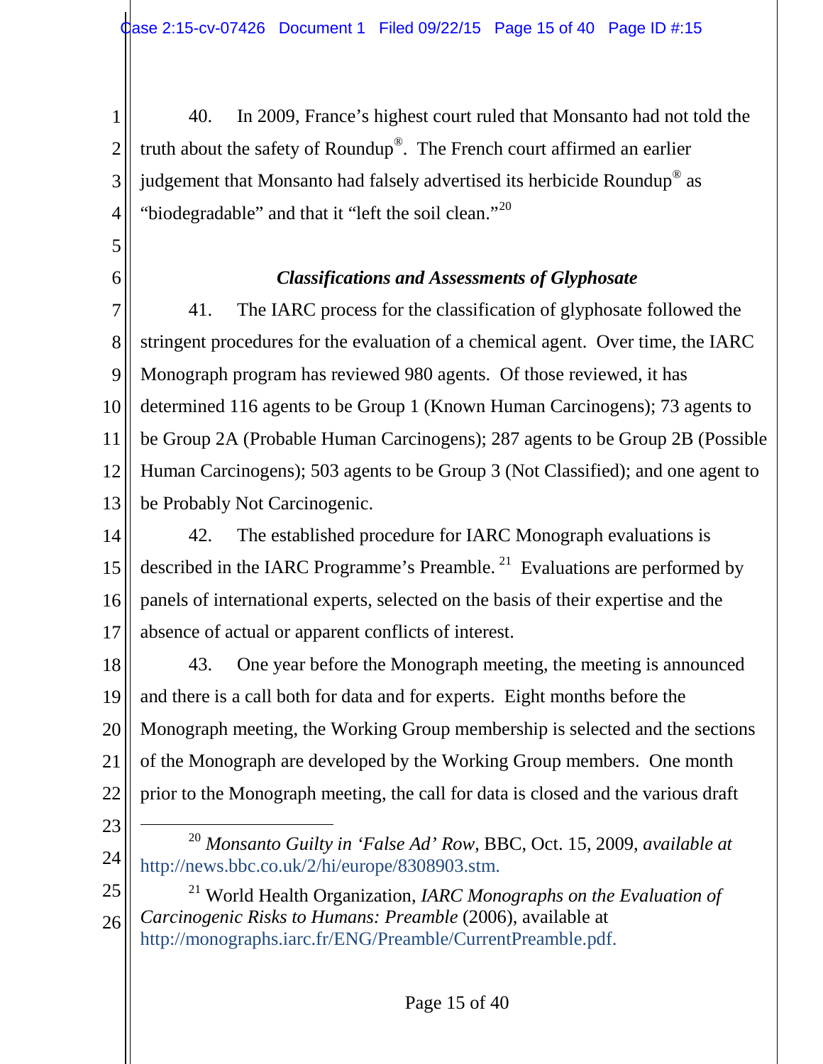40. In 2009, France's highest court ruled that Monsanto had not told the truth about the safety of Roundup®. The French court affirmed an earlier judgement that Monsanto had falsely advertised its herbicide Roundup® as "biodegradable" and that it "left the soil clean."[20]

### *Classifications and Assessments of Glyphosate*

41. The IARC process for the classification of glyphosate followed the stringent procedures for the evaluation of a chemical agent. Over time, the IARC Monograph program has reviewed 980 agents. Of those reviewed, it has determined 116 agents to be Group 1 (Known Human Carcinogens); 73 agents to be Group 2A (Probable Human Carcinogens); 287 agents to be Group 2B (Possible Human Carcinogens); 503 agents to be Group 3 (Not Classified); and one agent to be Probably Not Carcinogenic.

42. The established procedure for IARC Monograph evaluations is described in the IARC Programme's Preamble.[21] Evaluations are performed by panels of international experts, selected on the basis of their expertise and the absence of actual or apparent conflicts of interest.

43. One year before the Monograph meeting, the meeting is announced and there is a call both for data and for experts. Eight months before the Monograph meeting, the Working Group membership is selected and the sections of the Monograph are developed by the Working Group members. One month prior to the Monograph meeting, the call for data is closed and the various draft

---

[20] *Monsanto Guilty in 'False Ad' Row*, BBC, Oct. 15, 2009, *available at* http://news.bbc.co.uk/2/hi/europe/8308903.stm.

[21] World Health Organization, *IARC Monographs on the Evaluation of Carcinogenic Risks to Humans: Preamble* (2006), available at http://monographs.iarc.fr/ENG/Preamble/CurrentPreamble.pdf.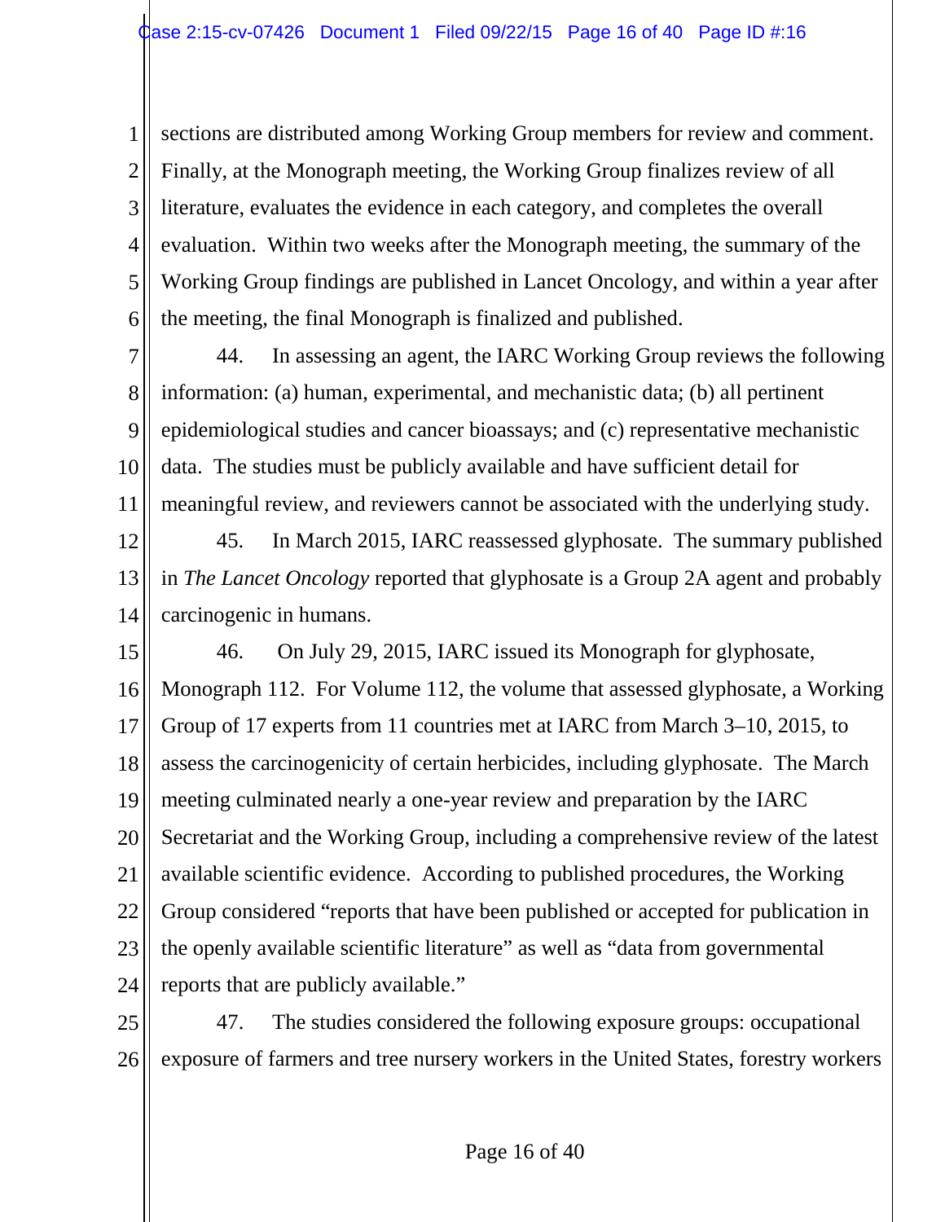sections are distributed among Working Group members for review and comment. Finally, at the Monograph meeting, the Working Group finalizes review of all literature, evaluates the evidence in each category, and completes the overall evaluation. Within two weeks after the Monograph meeting, the summary of the Working Group findings are published in Lancet Oncology, and within a year after the meeting, the final Monograph is finalized and published.

44. In assessing an agent, the IARC Working Group reviews the following information: (a) human, experimental, and mechanistic data; (b) all pertinent epidemiological studies and cancer bioassays; and (c) representative mechanistic data. The studies must be publicly available and have sufficient detail for meaningful review, and reviewers cannot be associated with the underlying study.

45. In March 2015, IARC reassessed glyphosate. The summary published in *The Lancet Oncology* reported that glyphosate is a Group 2A agent and probably carcinogenic in humans.

46. On July 29, 2015, IARC issued its Monograph for glyphosate, Monograph 112. For Volume 112, the volume that assessed glyphosate, a Working Group of 17 experts from 11 countries met at IARC from March 3–10, 2015, to assess the carcinogenicity of certain herbicides, including glyphosate. The March meeting culminated nearly a one-year review and preparation by the IARC Secretariat and the Working Group, including a comprehensive review of the latest available scientific evidence. According to published procedures, the Working Group considered "reports that have been published or accepted for publication in the openly available scientific literature" as well as "data from governmental reports that are publicly available."

47. The studies considered the following exposure groups: occupational exposure of farmers and tree nursery workers in the United States, forestry workers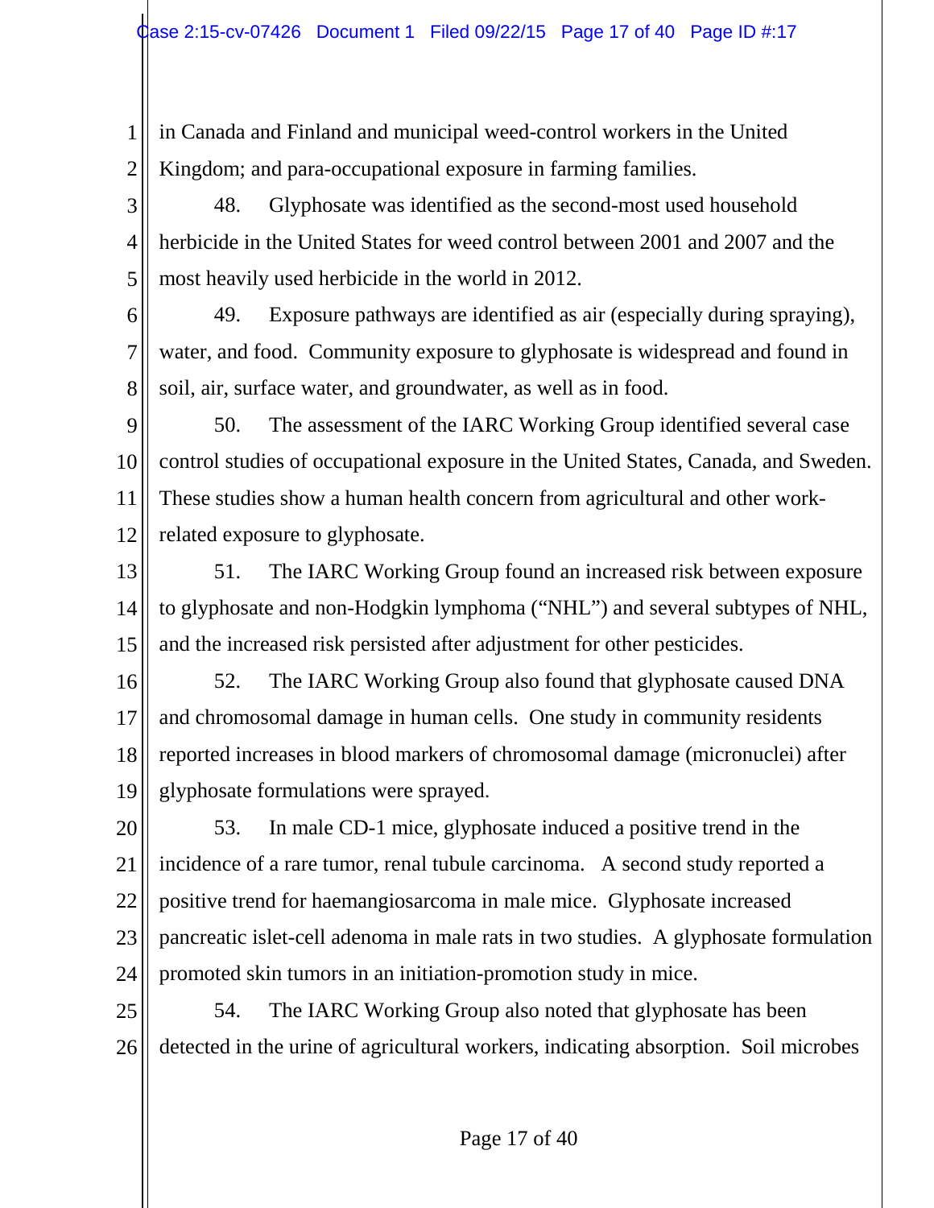in Canada and Finland and municipal weed-control workers in the United Kingdom; and para-occupational exposure in farming families.

48. Glyphosate was identified as the second-most used household herbicide in the United States for weed control between 2001 and 2007 and the most heavily used herbicide in the world in 2012.

49. Exposure pathways are identified as air (especially during spraying), water, and food. Community exposure to glyphosate is widespread and found in soil, air, surface water, and groundwater, as well as in food.

50. The assessment of the IARC Working Group identified several case control studies of occupational exposure in the United States, Canada, and Sweden. These studies show a human health concern from agricultural and other work-related exposure to glyphosate.

51. The IARC Working Group found an increased risk between exposure to glyphosate and non-Hodgkin lymphoma ("NHL") and several subtypes of NHL, and the increased risk persisted after adjustment for other pesticides.

52. The IARC Working Group also found that glyphosate caused DNA and chromosomal damage in human cells. One study in community residents reported increases in blood markers of chromosomal damage (micronuclei) after glyphosate formulations were sprayed.

53. In male CD-1 mice, glyphosate induced a positive trend in the incidence of a rare tumor, renal tubule carcinoma. A second study reported a positive trend for haemangiosarcoma in male mice. Glyphosate increased pancreatic islet-cell adenoma in male rats in two studies. A glyphosate formulation promoted skin tumors in an initiation-promotion study in mice.

54. The IARC Working Group also noted that glyphosate has been detected in the urine of agricultural workers, indicating absorption. Soil microbes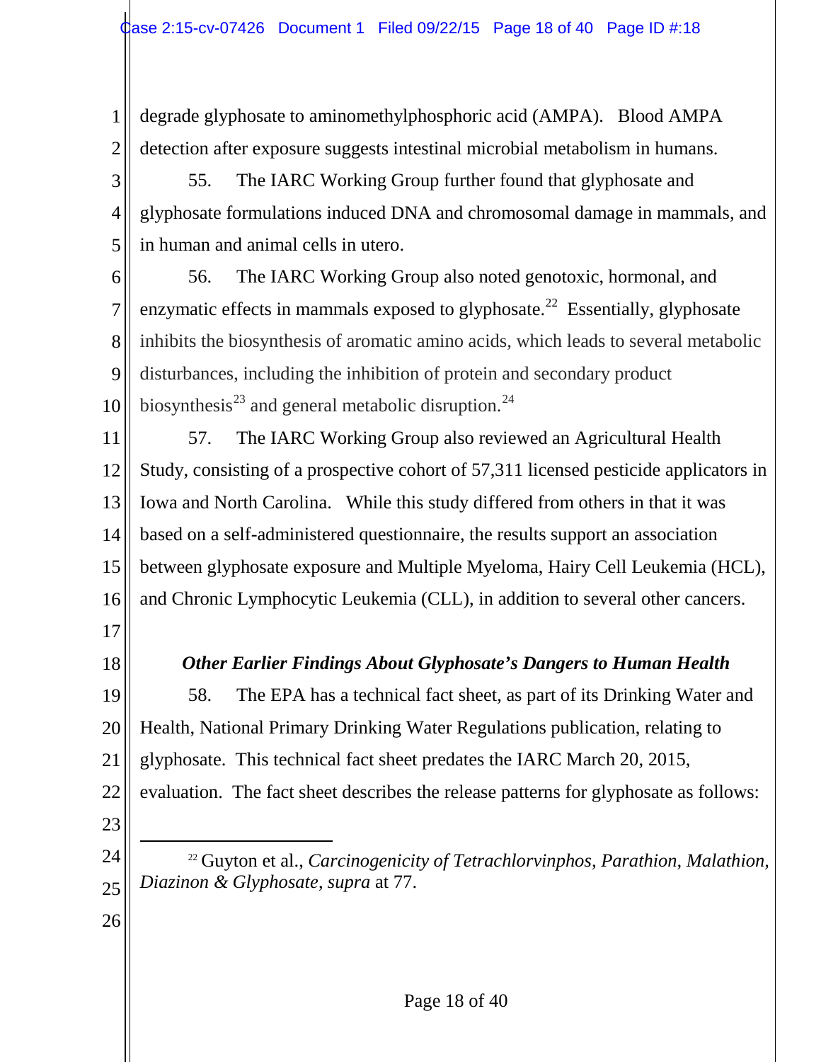degrade glyphosate to aminomethylphosphoric acid (AMPA). Blood AMPA detection after exposure suggests intestinal microbial metabolism in humans.

55. The IARC Working Group further found that glyphosate and glyphosate formulations induced DNA and chromosomal damage in mammals, and in human and animal cells in utero.

56. The IARC Working Group also noted genotoxic, hormonal, and enzymatic effects in mammals exposed to glyphosate.[22] Essentially, glyphosate inhibits the biosynthesis of aromatic amino acids, which leads to several metabolic disturbances, including the inhibition of protein and secondary product biosynthesis[23] and general metabolic disruption.[24]

57. The IARC Working Group also reviewed an Agricultural Health Study, consisting of a prospective cohort of 57,311 licensed pesticide applicators in Iowa and North Carolina. While this study differed from others in that it was based on a self-administered questionnaire, the results support an association between glyphosate exposure and Multiple Myeloma, Hairy Cell Leukemia (HCL), and Chronic Lymphocytic Leukemia (CLL), in addition to several other cancers.

### *Other Earlier Findings About Glyphosate's Dangers to Human Health*

58. The EPA has a technical fact sheet, as part of its Drinking Water and Health, National Primary Drinking Water Regulations publication, relating to glyphosate. This technical fact sheet predates the IARC March 20, 2015, evaluation. The fact sheet describes the release patterns for glyphosate as follows:

---

[22] Guyton et al., *Carcinogenicity of Tetrachlorvinphos, Parathion, Malathion, Diazinon & Glyphosate*, *supra* at 77.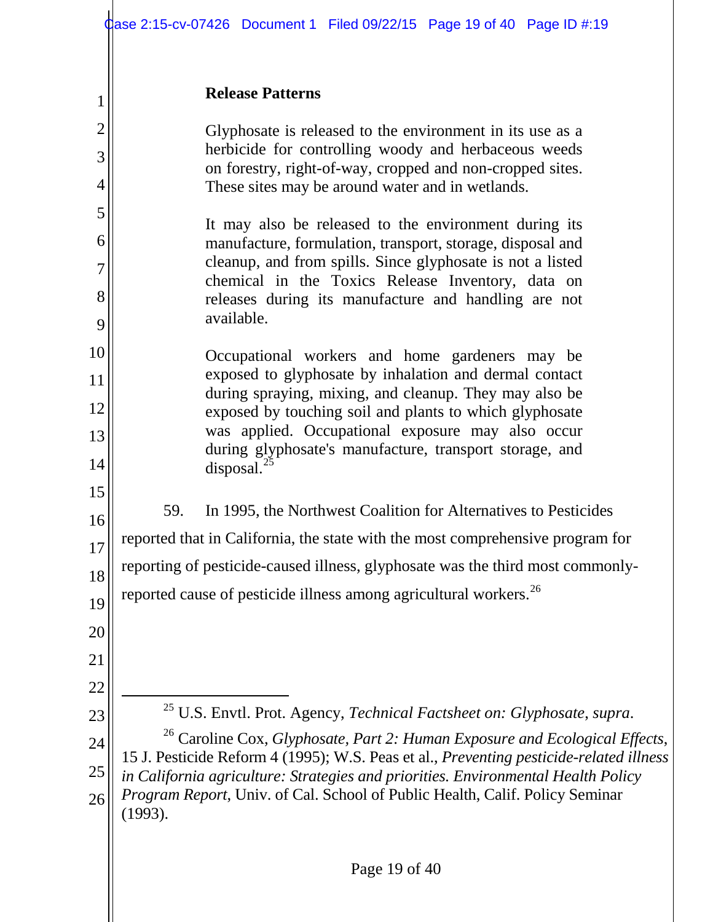**Release Patterns**

> Glyphosate is released to the environment in its use as a herbicide for controlling woody and herbaceous weeds on forestry, right-of-way, cropped and non-cropped sites. These sites may be around water and in wetlands.
>
> It may also be released to the environment during its manufacture, formulation, transport, storage, disposal and cleanup, and from spills. Since glyphosate is not a listed chemical in the Toxics Release Inventory, data on releases during its manufacture and handling are not available.
>
> Occupational workers and home gardeners may be exposed to glyphosate by inhalation and dermal contact during spraying, mixing, and cleanup. They may also be exposed by touching soil and plants to which glyphosate was applied. Occupational exposure may also occur during glyphosate's manufacture, transport storage, and disposal.[25]

59. In 1995, the Northwest Coalition for Alternatives to Pesticides reported that in California, the state with the most comprehensive program for reporting of pesticide-caused illness, glyphosate was the third most commonly-reported cause of pesticide illness among agricultural workers.[26]

---

[25] U.S. Envtl. Prot. Agency, *Technical Factsheet on: Glyphosate*, *supra*.

[26] Caroline Cox, *Glyphosate, Part 2: Human Exposure and Ecological Effects*, 15 J. Pesticide Reform 4 (1995); W.S. Peas et al., *Preventing pesticide-related illness in California agriculture: Strategies and priorities. Environmental Health Policy Program Report*, Univ. of Cal. School of Public Health, Calif. Policy Seminar (1993).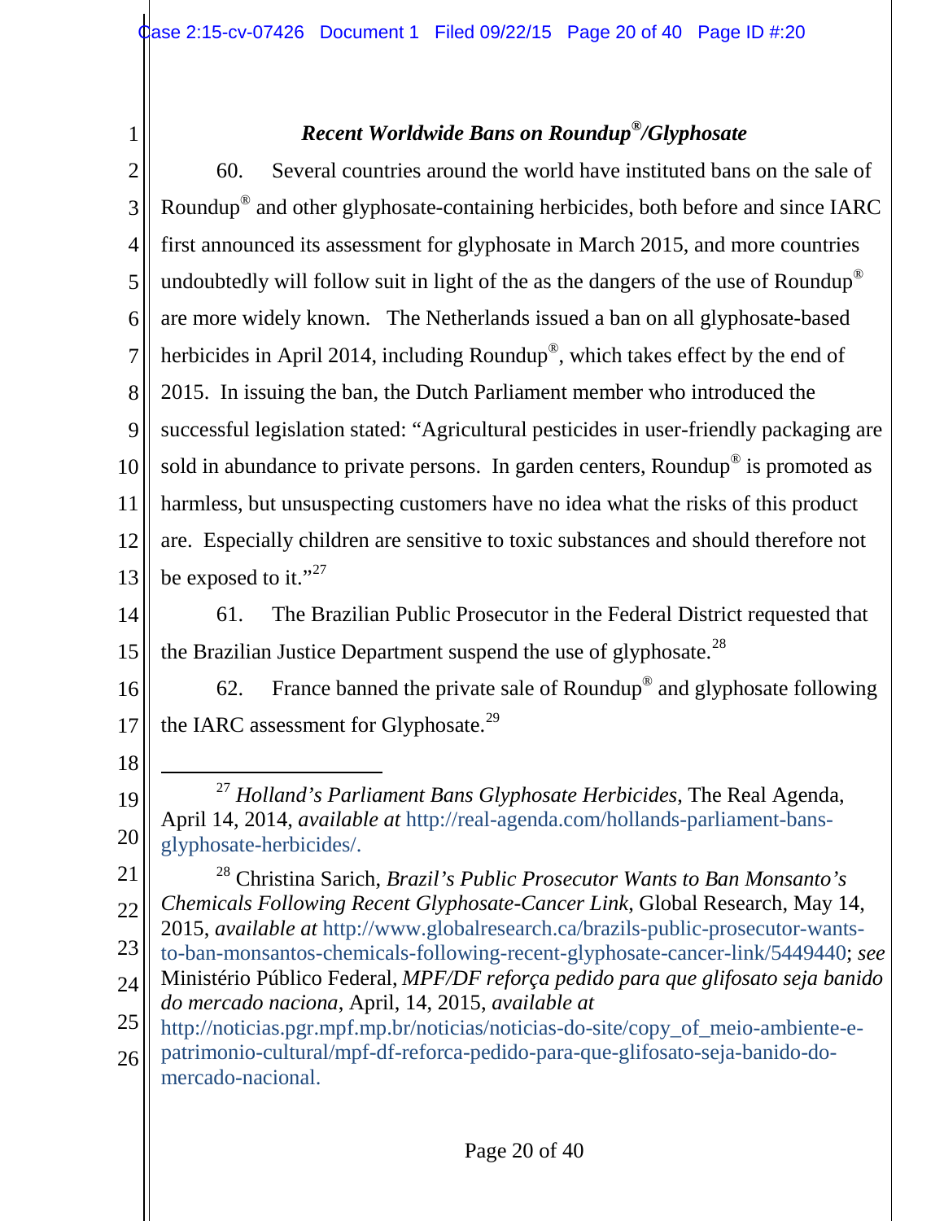### *Recent Worldwide Bans on Roundup®/Glyphosate*

60. Several countries around the world have instituted bans on the sale of Roundup® and other glyphosate-containing herbicides, both before and since IARC first announced its assessment for glyphosate in March 2015, and more countries undoubtedly will follow suit in light of the as the dangers of the use of Roundup® are more widely known. The Netherlands issued a ban on all glyphosate-based herbicides in April 2014, including Roundup®, which takes effect by the end of 2015. In issuing the ban, the Dutch Parliament member who introduced the successful legislation stated: "Agricultural pesticides in user-friendly packaging are sold in abundance to private persons. In garden centers, Roundup® is promoted as harmless, but unsuspecting customers have no idea what the risks of this product are. Especially children are sensitive to toxic substances and should therefore not be exposed to it."[27]

61. The Brazilian Public Prosecutor in the Federal District requested that the Brazilian Justice Department suspend the use of glyphosate.[28]

62. France banned the private sale of Roundup® and glyphosate following the IARC assessment for Glyphosate.[29]

---

[27] *Holland's Parliament Bans Glyphosate Herbicides,* The Real Agenda, April 14, 2014, *available at* http://real-agenda.com/hollands-parliament-bans-glyphosate-herbicides/.

[28] Christina Sarich, *Brazil's Public Prosecutor Wants to Ban Monsanto's Chemicals Following Recent Glyphosate-Cancer Link*, Global Research, May 14, 2015, *available at* http://www.globalresearch.ca/brazils-public-prosecutor-wants-to-ban-monsantos-chemicals-following-recent-glyphosate-cancer-link/5449440; *see* Ministério Público Federal, *MPF/DF reforça pedido para que glifosato seja banido do mercado naciona*, April, 14, 2015, *available at* http://noticias.pgr.mpf.mp.br/noticias/noticias-do-site/copy_of_meio-ambiente-e-patrimonio-cultural/mpf-df-reforca-pedido-para-que-glifosato-seja-banido-do-mercado-nacional.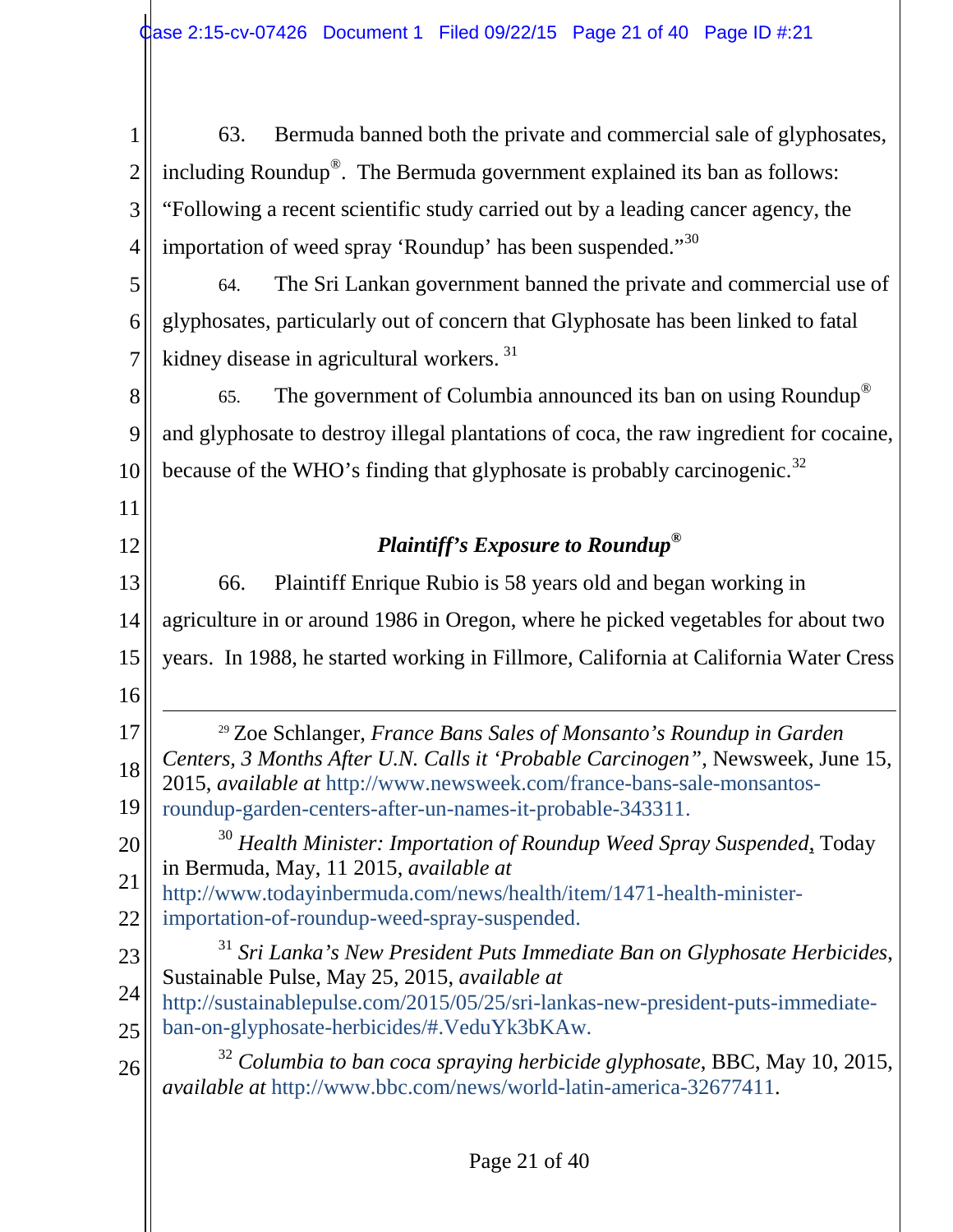63. Bermuda banned both the private and commercial sale of glyphosates, including Roundup®. The Bermuda government explained its ban as follows: "Following a recent scientific study carried out by a leading cancer agency, the importation of weed spray 'Roundup' has been suspended."[30]

64. The Sri Lankan government banned the private and commercial use of glyphosates, particularly out of concern that Glyphosate has been linked to fatal kidney disease in agricultural workers. [31]

65. The government of Columbia announced its ban on using Roundup® and glyphosate to destroy illegal plantations of coca, the raw ingredient for cocaine, because of the WHO's finding that glyphosate is probably carcinogenic.[32]

***Plaintiff's Exposure to Roundup®***

66. Plaintiff Enrique Rubio is 58 years old and began working in agriculture in or around 1986 in Oregon, where he picked vegetables for about two years. In 1988, he started working in Fillmore, California at California Water Cress

---

[29] Zoe Schlanger, *France Bans Sales of Monsanto's Roundup in Garden Centers, 3 Months After U.N. Calls it 'Probable Carcinogen"*, Newsweek, June 15, 2015, *available at* http://www.newsweek.com/france-bans-sale-monsantos-roundup-garden-centers-after-un-names-it-probable-343311.

[30] *Health Minister: Importation of Roundup Weed Spray Suspended*, Today in Bermuda, May, 11 2015, *available at* http://www.todayinbermuda.com/news/health/item/1471-health-minister-importation-of-roundup-weed-spray-suspended.

[31] *Sri Lanka's New President Puts Immediate Ban on Glyphosate Herbicides*, Sustainable Pulse, May 25, 2015, *available at* http://sustainablepulse.com/2015/05/25/sri-lankas-new-president-puts-immediate-ban-on-glyphosate-herbicides/#.VeduYk3bKAw.

[32] *Columbia to ban coca spraying herbicide glyphosate*, BBC, May 10, 2015, *available at* http://www.bbc.com/news/world-latin-america-32677411.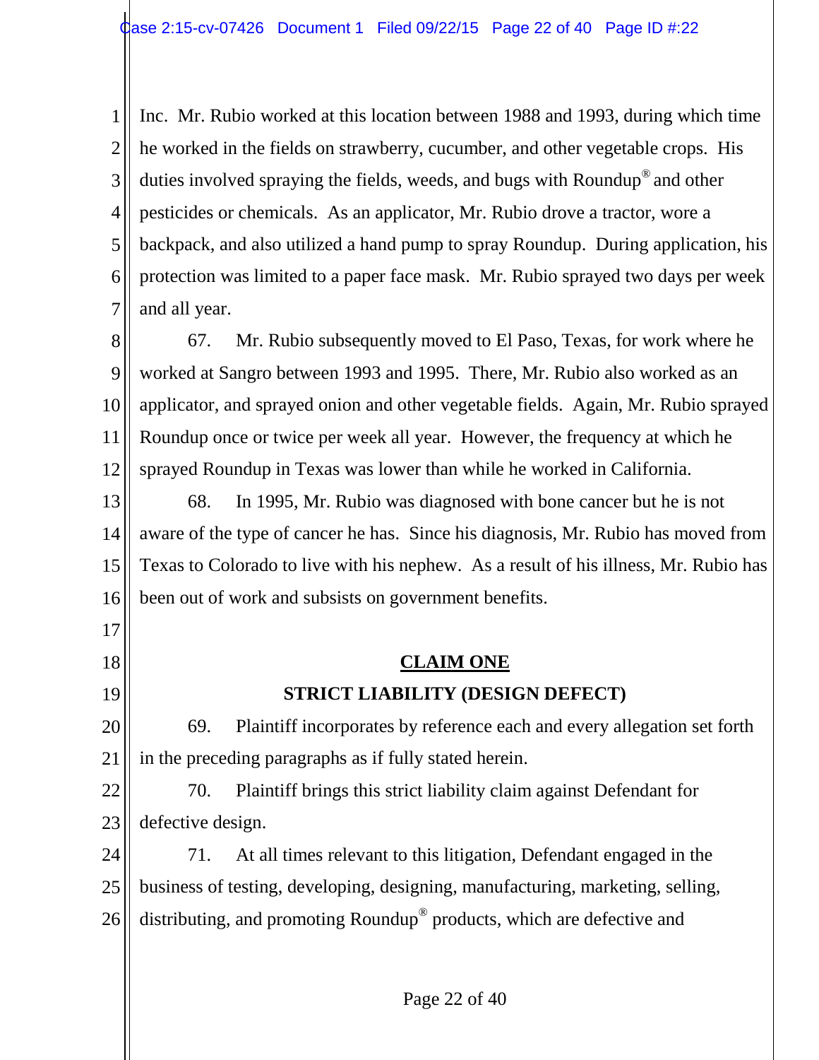Inc. Mr. Rubio worked at this location between 1988 and 1993, during which time he worked in the fields on strawberry, cucumber, and other vegetable crops. His duties involved spraying the fields, weeds, and bugs with Roundup® and other pesticides or chemicals. As an applicator, Mr. Rubio drove a tractor, wore a backpack, and also utilized a hand pump to spray Roundup. During application, his protection was limited to a paper face mask. Mr. Rubio sprayed two days per week and all year.

67. Mr. Rubio subsequently moved to El Paso, Texas, for work where he worked at Sangro between 1993 and 1995. There, Mr. Rubio also worked as an applicator, and sprayed onion and other vegetable fields. Again, Mr. Rubio sprayed Roundup once or twice per week all year. However, the frequency at which he sprayed Roundup in Texas was lower than while he worked in California.

68. In 1995, Mr. Rubio was diagnosed with bone cancer but he is not aware of the type of cancer he has. Since his diagnosis, Mr. Rubio has moved from Texas to Colorado to live with his nephew. As a result of his illness, Mr. Rubio has been out of work and subsists on government benefits.

## CLAIM ONE

### STRICT LIABILITY (DESIGN DEFECT)

69. Plaintiff incorporates by reference each and every allegation set forth in the preceding paragraphs as if fully stated herein.

70. Plaintiff brings this strict liability claim against Defendant for defective design.

71. At all times relevant to this litigation, Defendant engaged in the business of testing, developing, designing, manufacturing, marketing, selling, distributing, and promoting Roundup® products, which are defective and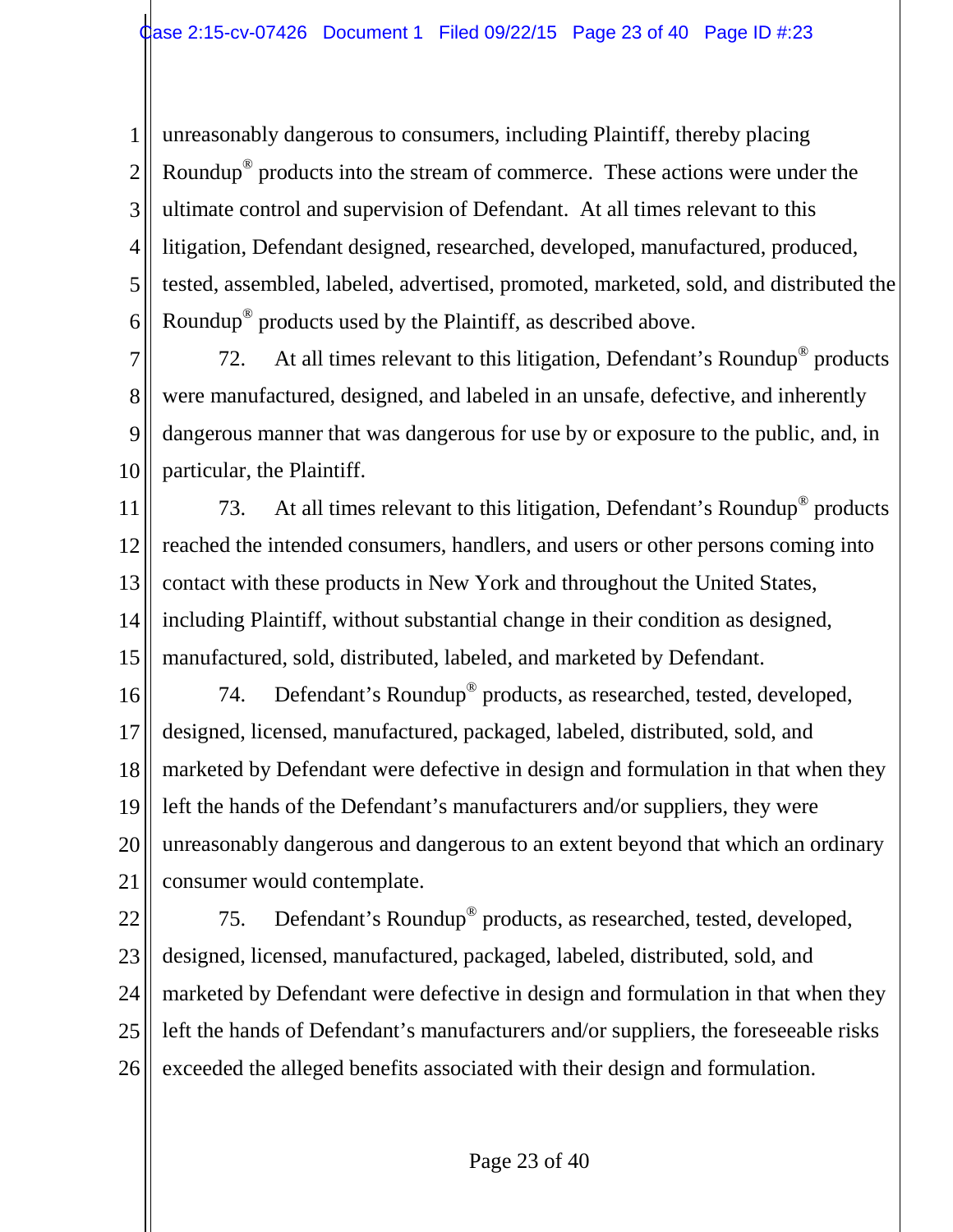unreasonably dangerous to consumers, including Plaintiff, thereby placing Roundup® products into the stream of commerce. These actions were under the ultimate control and supervision of Defendant. At all times relevant to this litigation, Defendant designed, researched, developed, manufactured, produced, tested, assembled, labeled, advertised, promoted, marketed, sold, and distributed the Roundup® products used by the Plaintiff, as described above.

72. At all times relevant to this litigation, Defendant's Roundup® products were manufactured, designed, and labeled in an unsafe, defective, and inherently dangerous manner that was dangerous for use by or exposure to the public, and, in particular, the Plaintiff.

73. At all times relevant to this litigation, Defendant's Roundup® products reached the intended consumers, handlers, and users or other persons coming into contact with these products in New York and throughout the United States, including Plaintiff, without substantial change in their condition as designed, manufactured, sold, distributed, labeled, and marketed by Defendant.

74. Defendant's Roundup® products, as researched, tested, developed, designed, licensed, manufactured, packaged, labeled, distributed, sold, and marketed by Defendant were defective in design and formulation in that when they left the hands of the Defendant's manufacturers and/or suppliers, they were unreasonably dangerous and dangerous to an extent beyond that which an ordinary consumer would contemplate.

75. Defendant's Roundup® products, as researched, tested, developed, designed, licensed, manufactured, packaged, labeled, distributed, sold, and marketed by Defendant were defective in design and formulation in that when they left the hands of Defendant's manufacturers and/or suppliers, the foreseeable risks exceeded the alleged benefits associated with their design and formulation.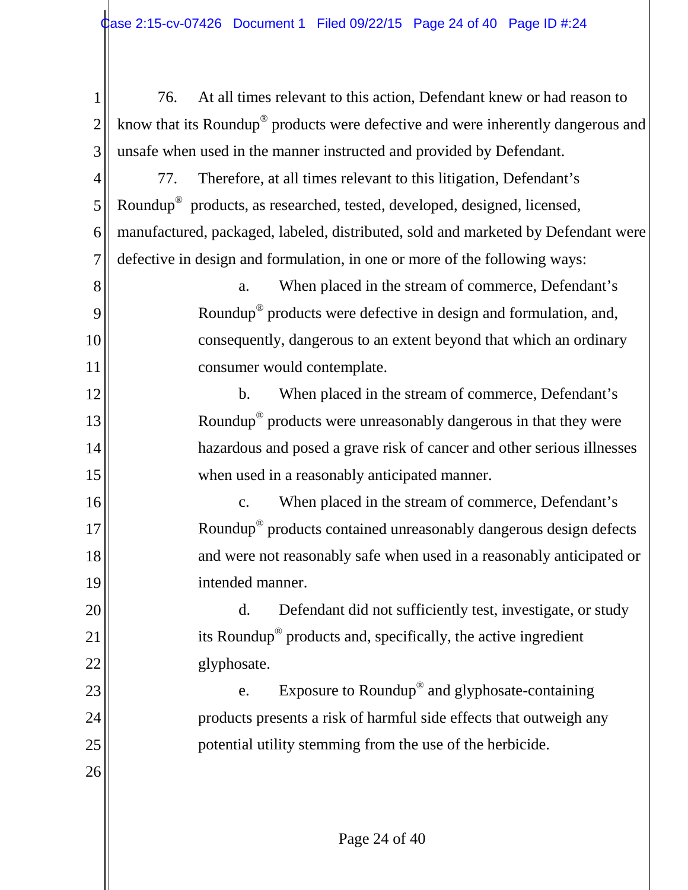76. At all times relevant to this action, Defendant knew or had reason to know that its Roundup® products were defective and were inherently dangerous and unsafe when used in the manner instructed and provided by Defendant.

77. Therefore, at all times relevant to this litigation, Defendant's Roundup® products, as researched, tested, developed, designed, licensed, manufactured, packaged, labeled, distributed, sold and marketed by Defendant were defective in design and formulation, in one or more of the following ways:

a. When placed in the stream of commerce, Defendant's Roundup® products were defective in design and formulation, and, consequently, dangerous to an extent beyond that which an ordinary consumer would contemplate.

b. When placed in the stream of commerce, Defendant's Roundup® products were unreasonably dangerous in that they were hazardous and posed a grave risk of cancer and other serious illnesses when used in a reasonably anticipated manner.

c. When placed in the stream of commerce, Defendant's Roundup® products contained unreasonably dangerous design defects and were not reasonably safe when used in a reasonably anticipated or intended manner.

d. Defendant did not sufficiently test, investigate, or study its Roundup® products and, specifically, the active ingredient glyphosate.

e. Exposure to Roundup® and glyphosate-containing products presents a risk of harmful side effects that outweigh any potential utility stemming from the use of the herbicide.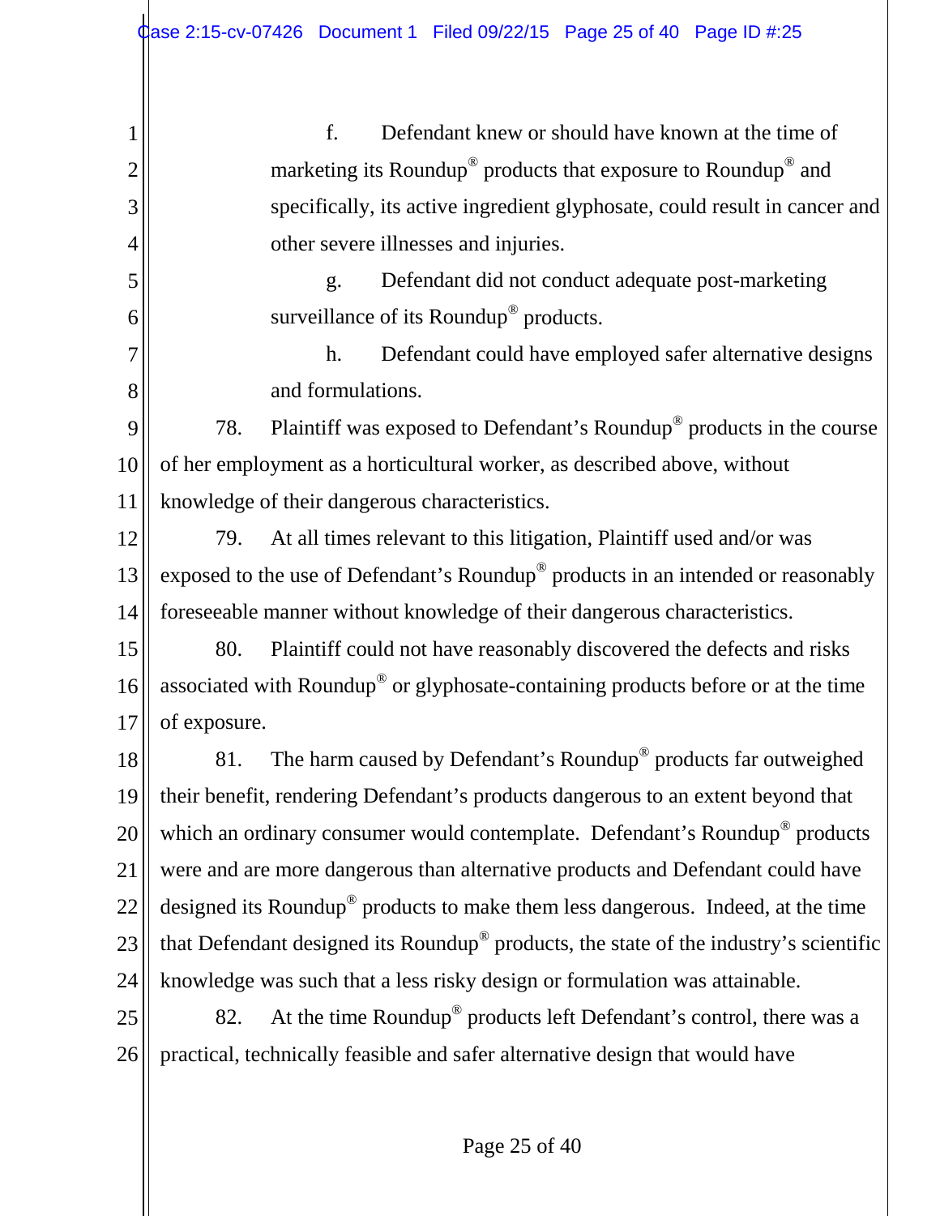f. Defendant knew or should have known at the time of marketing its Roundup® products that exposure to Roundup® and specifically, its active ingredient glyphosate, could result in cancer and other severe illnesses and injuries.

g. Defendant did not conduct adequate post-marketing surveillance of its Roundup® products.

h. Defendant could have employed safer alternative designs and formulations.

78. Plaintiff was exposed to Defendant's Roundup® products in the course of her employment as a horticultural worker, as described above, without knowledge of their dangerous characteristics.

79. At all times relevant to this litigation, Plaintiff used and/or was exposed to the use of Defendant's Roundup® products in an intended or reasonably foreseeable manner without knowledge of their dangerous characteristics.

80. Plaintiff could not have reasonably discovered the defects and risks associated with Roundup® or glyphosate-containing products before or at the time of exposure.

81. The harm caused by Defendant's Roundup® products far outweighed their benefit, rendering Defendant's products dangerous to an extent beyond that which an ordinary consumer would contemplate. Defendant's Roundup® products were and are more dangerous than alternative products and Defendant could have designed its Roundup® products to make them less dangerous. Indeed, at the time that Defendant designed its Roundup® products, the state of the industry's scientific knowledge was such that a less risky design or formulation was attainable.

82. At the time Roundup® products left Defendant's control, there was a practical, technically feasible and safer alternative design that would have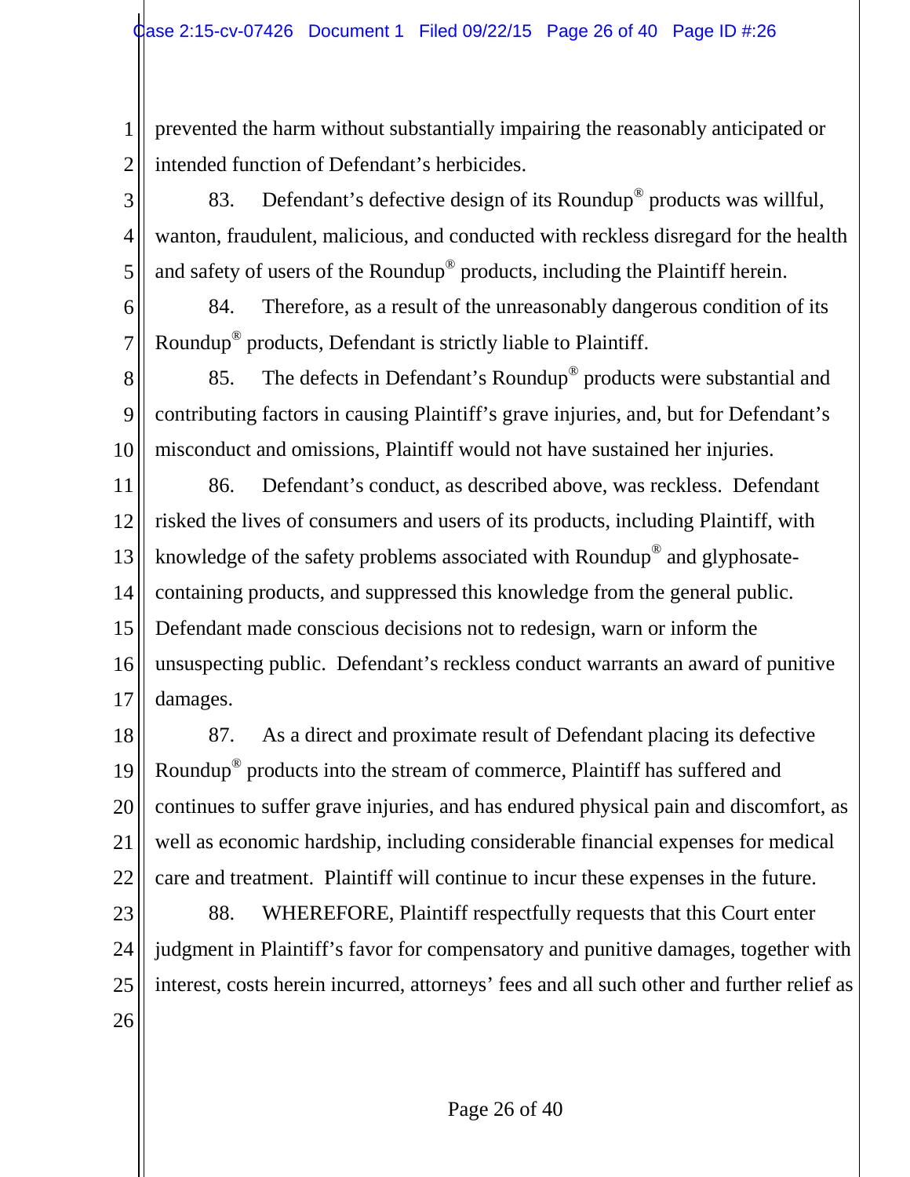prevented the harm without substantially impairing the reasonably anticipated or intended function of Defendant's herbicides.

83. Defendant's defective design of its Roundup® products was willful, wanton, fraudulent, malicious, and conducted with reckless disregard for the health and safety of users of the Roundup® products, including the Plaintiff herein.

84. Therefore, as a result of the unreasonably dangerous condition of its Roundup® products, Defendant is strictly liable to Plaintiff.

85. The defects in Defendant's Roundup® products were substantial and contributing factors in causing Plaintiff's grave injuries, and, but for Defendant's misconduct and omissions, Plaintiff would not have sustained her injuries.

86. Defendant's conduct, as described above, was reckless. Defendant risked the lives of consumers and users of its products, including Plaintiff, with knowledge of the safety problems associated with Roundup® and glyphosate-containing products, and suppressed this knowledge from the general public. Defendant made conscious decisions not to redesign, warn or inform the unsuspecting public. Defendant's reckless conduct warrants an award of punitive damages.

87. As a direct and proximate result of Defendant placing its defective Roundup® products into the stream of commerce, Plaintiff has suffered and continues to suffer grave injuries, and has endured physical pain and discomfort, as well as economic hardship, including considerable financial expenses for medical care and treatment. Plaintiff will continue to incur these expenses in the future.

88. WHEREFORE, Plaintiff respectfully requests that this Court enter judgment in Plaintiff's favor for compensatory and punitive damages, together with interest, costs herein incurred, attorneys' fees and all such other and further relief as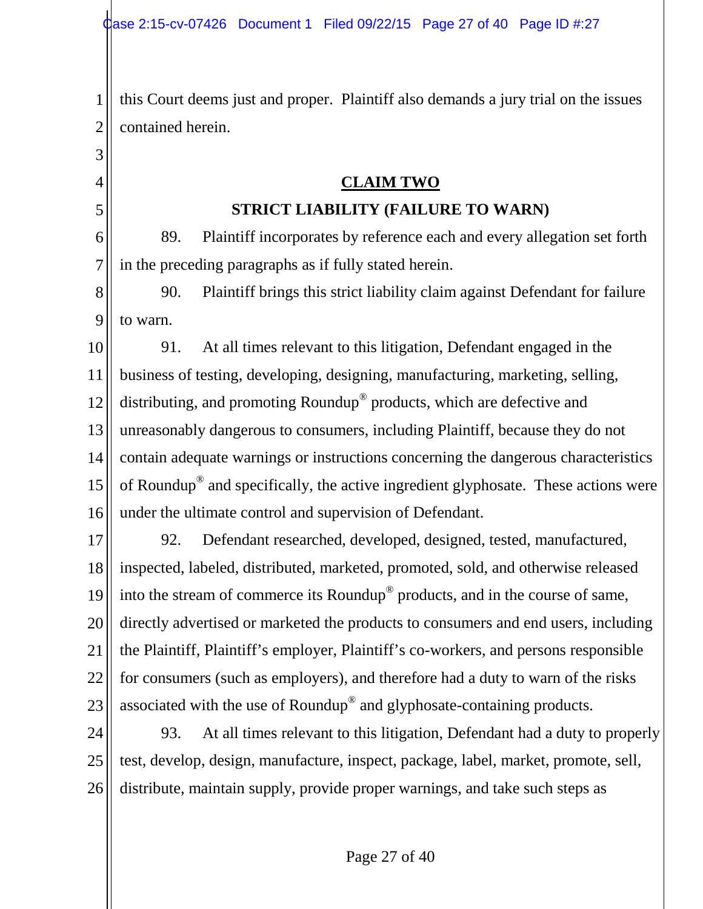this Court deems just and proper. Plaintiff also demands a jury trial on the issues contained herein.

## CLAIM TWO

## STRICT LIABILITY (FAILURE TO WARN)

89. Plaintiff incorporates by reference each and every allegation set forth in the preceding paragraphs as if fully stated herein.

90. Plaintiff brings this strict liability claim against Defendant for failure to warn.

91. At all times relevant to this litigation, Defendant engaged in the business of testing, developing, designing, manufacturing, marketing, selling, distributing, and promoting Roundup® products, which are defective and unreasonably dangerous to consumers, including Plaintiff, because they do not contain adequate warnings or instructions concerning the dangerous characteristics of Roundup® and specifically, the active ingredient glyphosate. These actions were under the ultimate control and supervision of Defendant.

92. Defendant researched, developed, designed, tested, manufactured, inspected, labeled, distributed, marketed, promoted, sold, and otherwise released into the stream of commerce its Roundup® products, and in the course of same, directly advertised or marketed the products to consumers and end users, including the Plaintiff, Plaintiff's employer, Plaintiff's co-workers, and persons responsible for consumers (such as employers), and therefore had a duty to warn of the risks associated with the use of Roundup® and glyphosate-containing products.

93. At all times relevant to this litigation, Defendant had a duty to properly test, develop, design, manufacture, inspect, package, label, market, promote, sell, distribute, maintain supply, provide proper warnings, and take such steps as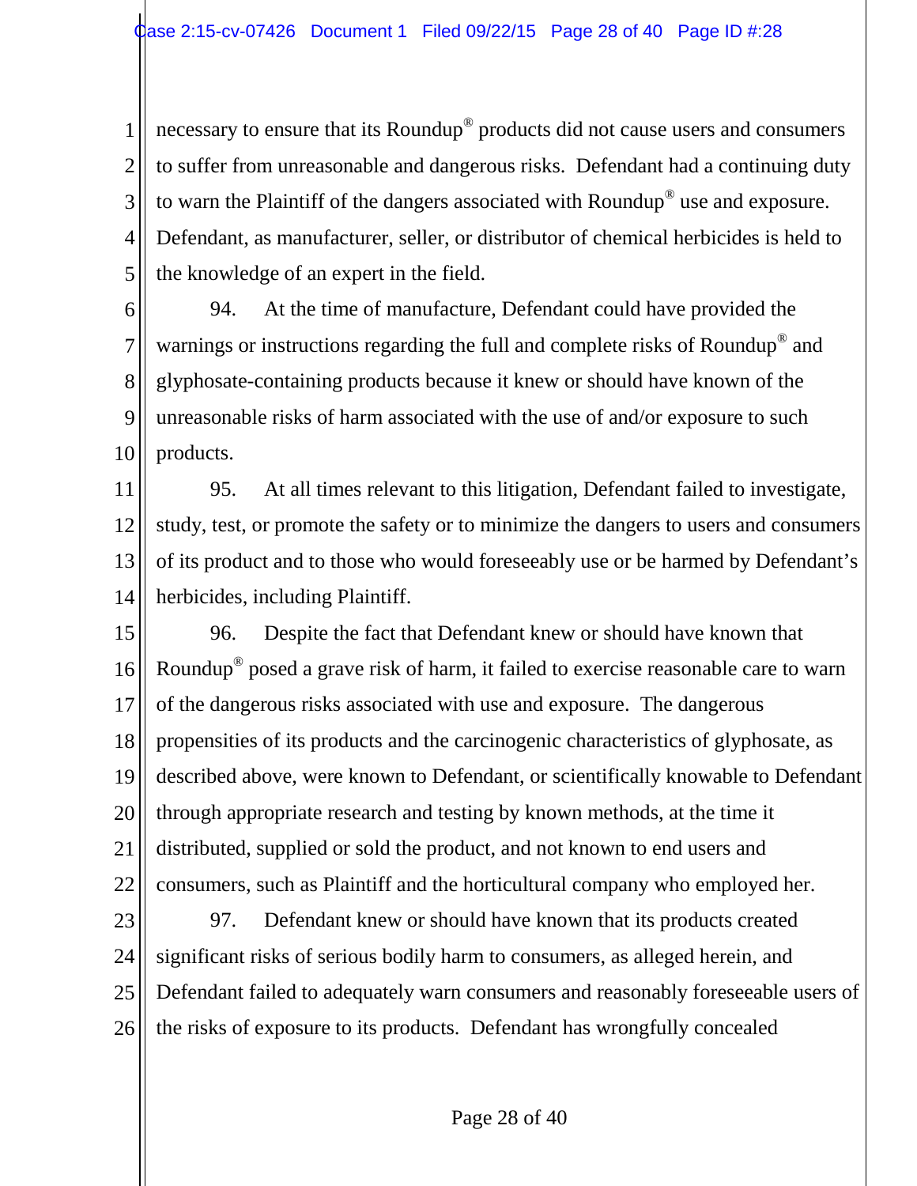necessary to ensure that its Roundup® products did not cause users and consumers to suffer from unreasonable and dangerous risks. Defendant had a continuing duty to warn the Plaintiff of the dangers associated with Roundup® use and exposure. Defendant, as manufacturer, seller, or distributor of chemical herbicides is held to the knowledge of an expert in the field.

94. At the time of manufacture, Defendant could have provided the warnings or instructions regarding the full and complete risks of Roundup® and glyphosate-containing products because it knew or should have known of the unreasonable risks of harm associated with the use of and/or exposure to such products.

95. At all times relevant to this litigation, Defendant failed to investigate, study, test, or promote the safety or to minimize the dangers to users and consumers of its product and to those who would foreseeably use or be harmed by Defendant's herbicides, including Plaintiff.

96. Despite the fact that Defendant knew or should have known that Roundup® posed a grave risk of harm, it failed to exercise reasonable care to warn of the dangerous risks associated with use and exposure. The dangerous propensities of its products and the carcinogenic characteristics of glyphosate, as described above, were known to Defendant, or scientifically knowable to Defendant through appropriate research and testing by known methods, at the time it distributed, supplied or sold the product, and not known to end users and consumers, such as Plaintiff and the horticultural company who employed her.

97. Defendant knew or should have known that its products created significant risks of serious bodily harm to consumers, as alleged herein, and Defendant failed to adequately warn consumers and reasonably foreseeable users of the risks of exposure to its products. Defendant has wrongfully concealed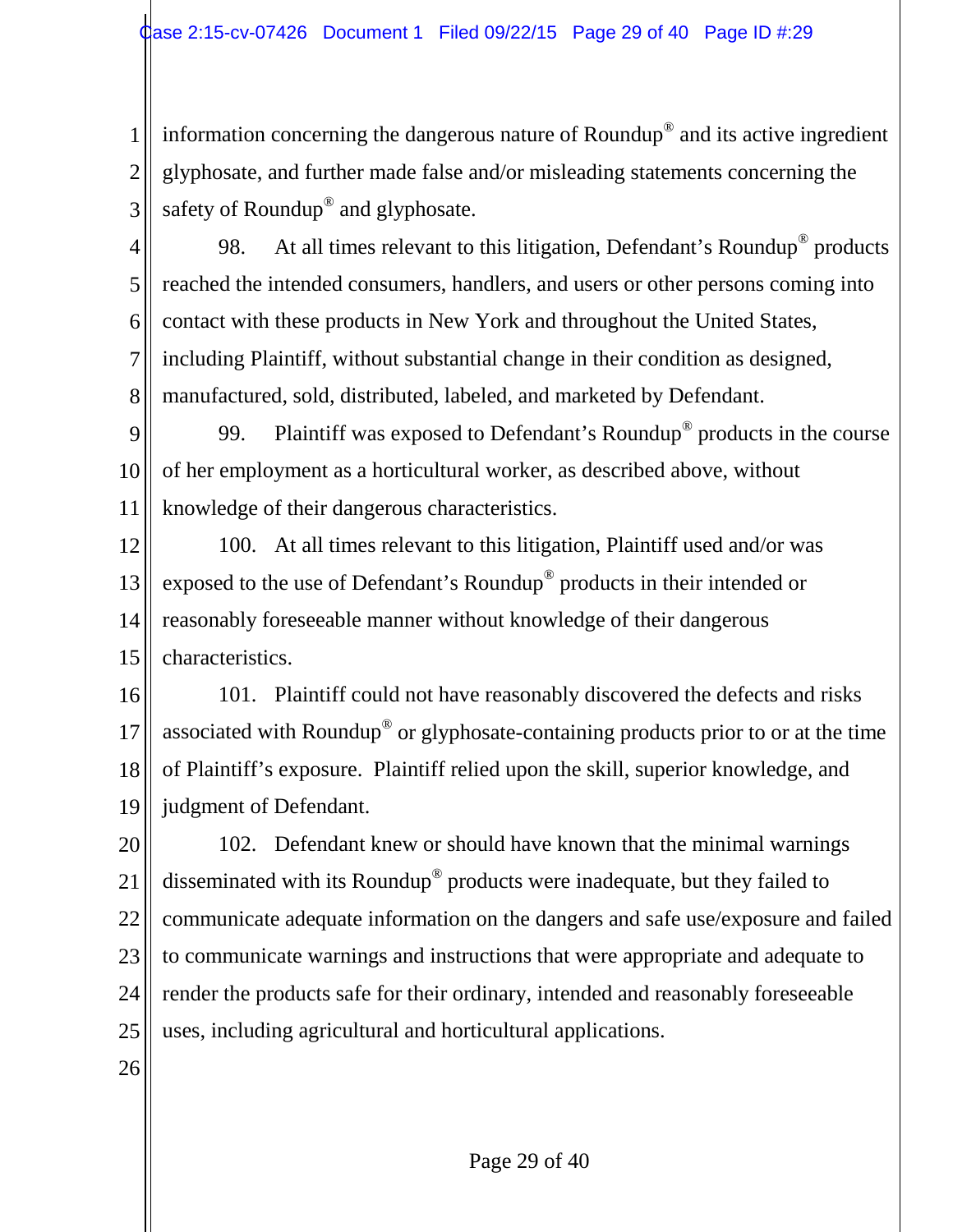information concerning the dangerous nature of Roundup® and its active ingredient glyphosate, and further made false and/or misleading statements concerning the safety of Roundup® and glyphosate.

98. At all times relevant to this litigation, Defendant's Roundup® products reached the intended consumers, handlers, and users or other persons coming into contact with these products in New York and throughout the United States, including Plaintiff, without substantial change in their condition as designed, manufactured, sold, distributed, labeled, and marketed by Defendant.

99. Plaintiff was exposed to Defendant's Roundup® products in the course of her employment as a horticultural worker, as described above, without knowledge of their dangerous characteristics.

100. At all times relevant to this litigation, Plaintiff used and/or was exposed to the use of Defendant's Roundup® products in their intended or reasonably foreseeable manner without knowledge of their dangerous characteristics.

101. Plaintiff could not have reasonably discovered the defects and risks associated with Roundup® or glyphosate-containing products prior to or at the time of Plaintiff's exposure. Plaintiff relied upon the skill, superior knowledge, and judgment of Defendant.

102. Defendant knew or should have known that the minimal warnings disseminated with its Roundup® products were inadequate, but they failed to communicate adequate information on the dangers and safe use/exposure and failed to communicate warnings and instructions that were appropriate and adequate to render the products safe for their ordinary, intended and reasonably foreseeable uses, including agricultural and horticultural applications.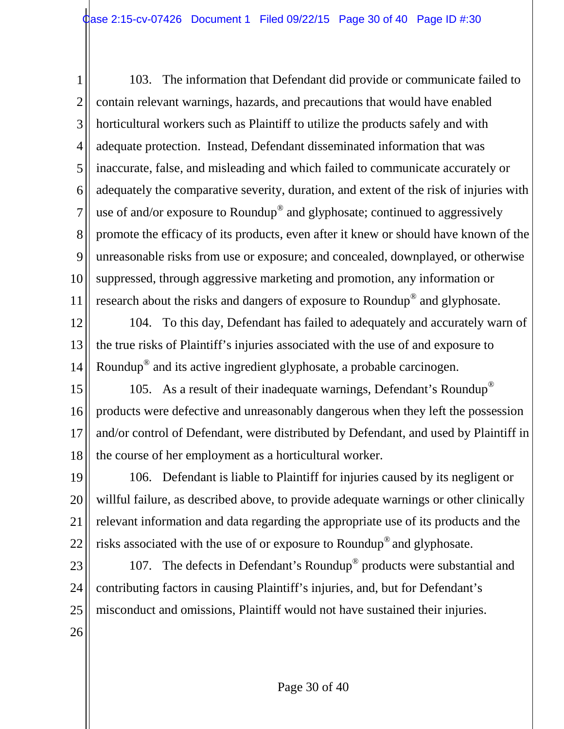103. The information that Defendant did provide or communicate failed to contain relevant warnings, hazards, and precautions that would have enabled horticultural workers such as Plaintiff to utilize the products safely and with adequate protection. Instead, Defendant disseminated information that was inaccurate, false, and misleading and which failed to communicate accurately or adequately the comparative severity, duration, and extent of the risk of injuries with use of and/or exposure to Roundup® and glyphosate; continued to aggressively promote the efficacy of its products, even after it knew or should have known of the unreasonable risks from use or exposure; and concealed, downplayed, or otherwise suppressed, through aggressive marketing and promotion, any information or research about the risks and dangers of exposure to Roundup® and glyphosate.

104. To this day, Defendant has failed to adequately and accurately warn of the true risks of Plaintiff's injuries associated with the use of and exposure to Roundup® and its active ingredient glyphosate, a probable carcinogen.

105. As a result of their inadequate warnings, Defendant's Roundup® products were defective and unreasonably dangerous when they left the possession and/or control of Defendant, were distributed by Defendant, and used by Plaintiff in the course of her employment as a horticultural worker.

106. Defendant is liable to Plaintiff for injuries caused by its negligent or willful failure, as described above, to provide adequate warnings or other clinically relevant information and data regarding the appropriate use of its products and the risks associated with the use of or exposure to Roundup® and glyphosate.

107. The defects in Defendant's Roundup® products were substantial and contributing factors in causing Plaintiff's injuries, and, but for Defendant's misconduct and omissions, Plaintiff would not have sustained their injuries.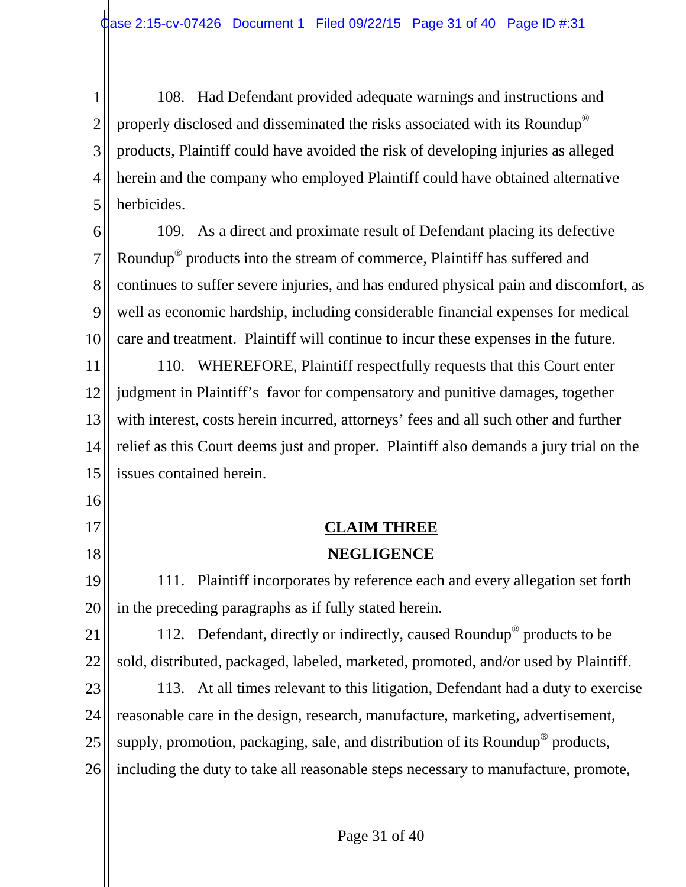108. Had Defendant provided adequate warnings and instructions and properly disclosed and disseminated the risks associated with its Roundup® products, Plaintiff could have avoided the risk of developing injuries as alleged herein and the company who employed Plaintiff could have obtained alternative herbicides.

109. As a direct and proximate result of Defendant placing its defective Roundup® products into the stream of commerce, Plaintiff has suffered and continues to suffer severe injuries, and has endured physical pain and discomfort, as well as economic hardship, including considerable financial expenses for medical care and treatment. Plaintiff will continue to incur these expenses in the future.

110. WHEREFORE, Plaintiff respectfully requests that this Court enter judgment in Plaintiff's favor for compensatory and punitive damages, together with interest, costs herein incurred, attorneys' fees and all such other and further relief as this Court deems just and proper. Plaintiff also demands a jury trial on the issues contained herein.

## CLAIM THREE

## NEGLIGENCE

111. Plaintiff incorporates by reference each and every allegation set forth in the preceding paragraphs as if fully stated herein.

112. Defendant, directly or indirectly, caused Roundup® products to be sold, distributed, packaged, labeled, marketed, promoted, and/or used by Plaintiff.

113. At all times relevant to this litigation, Defendant had a duty to exercise reasonable care in the design, research, manufacture, marketing, advertisement, supply, promotion, packaging, sale, and distribution of its Roundup® products, including the duty to take all reasonable steps necessary to manufacture, promote,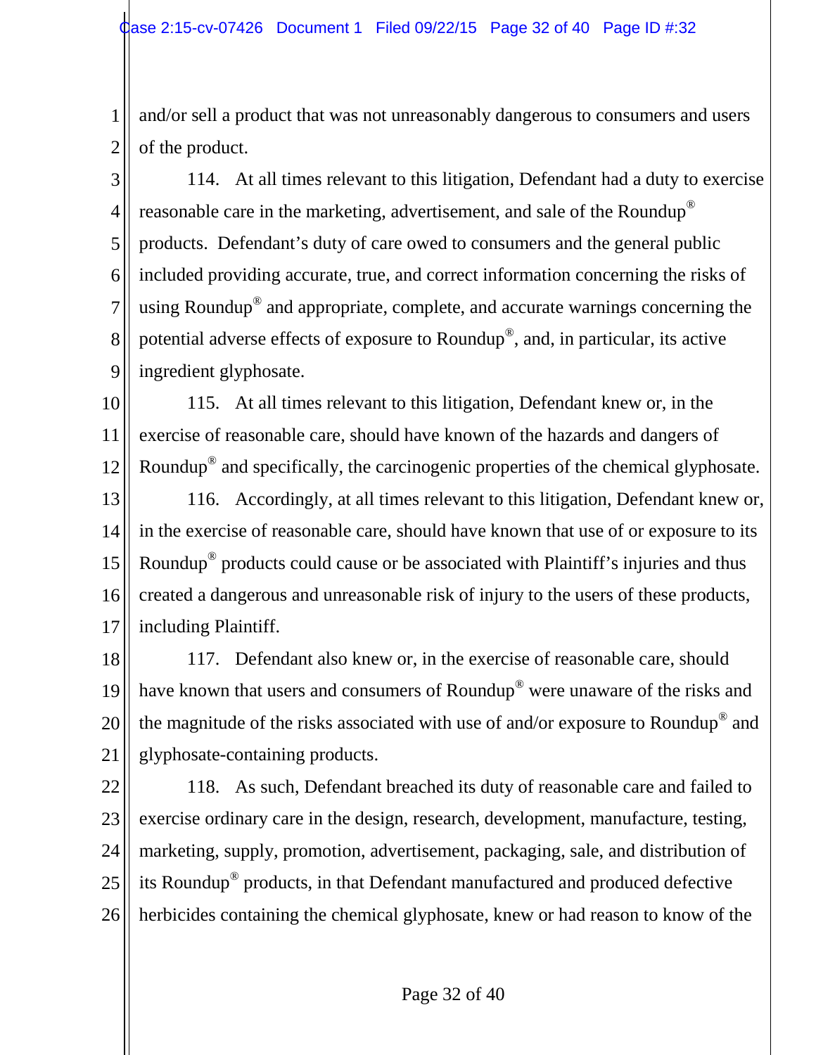and/or sell a product that was not unreasonably dangerous to consumers and users of the product.

114. At all times relevant to this litigation, Defendant had a duty to exercise reasonable care in the marketing, advertisement, and sale of the Roundup® products. Defendant's duty of care owed to consumers and the general public included providing accurate, true, and correct information concerning the risks of using Roundup® and appropriate, complete, and accurate warnings concerning the potential adverse effects of exposure to Roundup®, and, in particular, its active ingredient glyphosate.

115. At all times relevant to this litigation, Defendant knew or, in the exercise of reasonable care, should have known of the hazards and dangers of Roundup® and specifically, the carcinogenic properties of the chemical glyphosate.

116. Accordingly, at all times relevant to this litigation, Defendant knew or, in the exercise of reasonable care, should have known that use of or exposure to its Roundup® products could cause or be associated with Plaintiff's injuries and thus created a dangerous and unreasonable risk of injury to the users of these products, including Plaintiff.

117. Defendant also knew or, in the exercise of reasonable care, should have known that users and consumers of Roundup® were unaware of the risks and the magnitude of the risks associated with use of and/or exposure to Roundup® and glyphosate-containing products.

118. As such, Defendant breached its duty of reasonable care and failed to exercise ordinary care in the design, research, development, manufacture, testing, marketing, supply, promotion, advertisement, packaging, sale, and distribution of its Roundup® products, in that Defendant manufactured and produced defective herbicides containing the chemical glyphosate, knew or had reason to know of the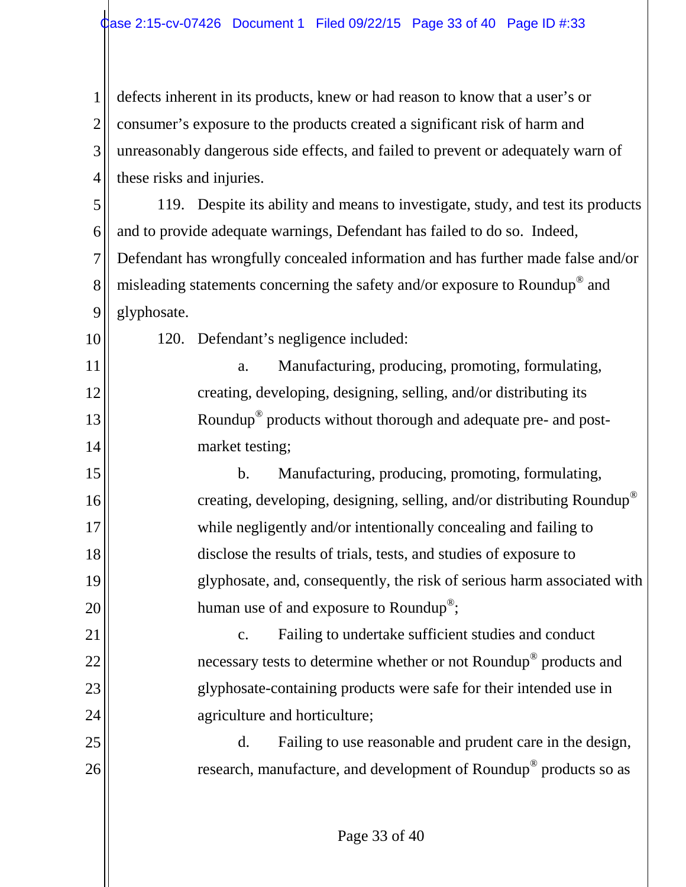defects inherent in its products, knew or had reason to know that a user's or consumer's exposure to the products created a significant risk of harm and unreasonably dangerous side effects, and failed to prevent or adequately warn of these risks and injuries.

119. Despite its ability and means to investigate, study, and test its products and to provide adequate warnings, Defendant has failed to do so. Indeed, Defendant has wrongfully concealed information and has further made false and/or misleading statements concerning the safety and/or exposure to Roundup® and glyphosate.

120. Defendant's negligence included:

a. Manufacturing, producing, promoting, formulating, creating, developing, designing, selling, and/or distributing its Roundup® products without thorough and adequate pre- and post-market testing;

b. Manufacturing, producing, promoting, formulating, creating, developing, designing, selling, and/or distributing Roundup® while negligently and/or intentionally concealing and failing to disclose the results of trials, tests, and studies of exposure to glyphosate, and, consequently, the risk of serious harm associated with human use of and exposure to Roundup®;

c. Failing to undertake sufficient studies and conduct necessary tests to determine whether or not Roundup® products and glyphosate-containing products were safe for their intended use in agriculture and horticulture;

d. Failing to use reasonable and prudent care in the design, research, manufacture, and development of Roundup® products so as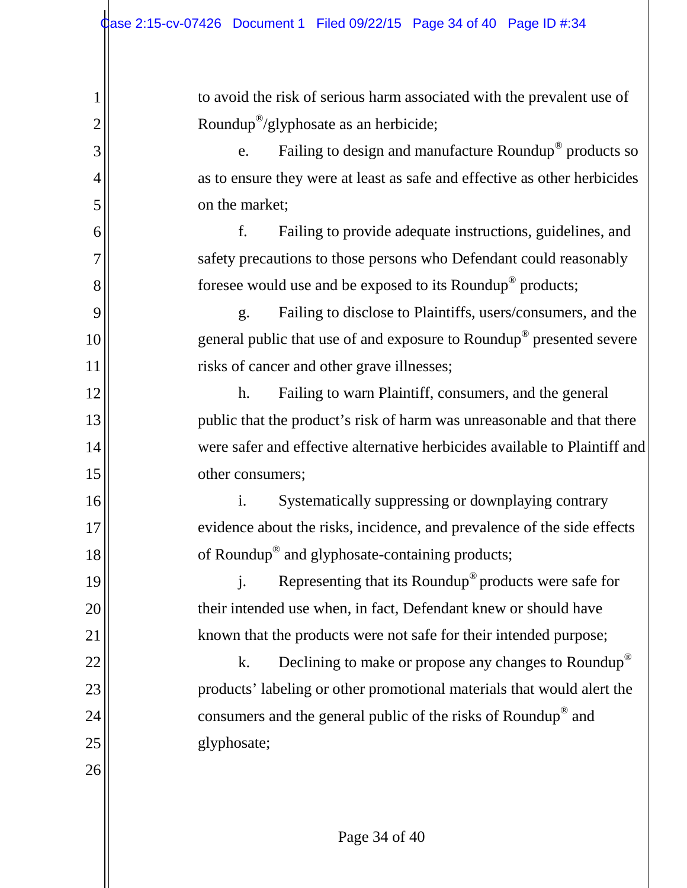to avoid the risk of serious harm associated with the prevalent use of Roundup®/glyphosate as an herbicide;

e. Failing to design and manufacture Roundup® products so as to ensure they were at least as safe and effective as other herbicides on the market;

f. Failing to provide adequate instructions, guidelines, and safety precautions to those persons who Defendant could reasonably foresee would use and be exposed to its Roundup® products;

g. Failing to disclose to Plaintiffs, users/consumers, and the general public that use of and exposure to Roundup® presented severe risks of cancer and other grave illnesses;

h. Failing to warn Plaintiff, consumers, and the general public that the product's risk of harm was unreasonable and that there were safer and effective alternative herbicides available to Plaintiff and other consumers;

i. Systematically suppressing or downplaying contrary evidence about the risks, incidence, and prevalence of the side effects of Roundup® and glyphosate-containing products;

j. Representing that its Roundup® products were safe for their intended use when, in fact, Defendant knew or should have known that the products were not safe for their intended purpose;

k. Declining to make or propose any changes to Roundup® products' labeling or other promotional materials that would alert the consumers and the general public of the risks of Roundup® and glyphosate;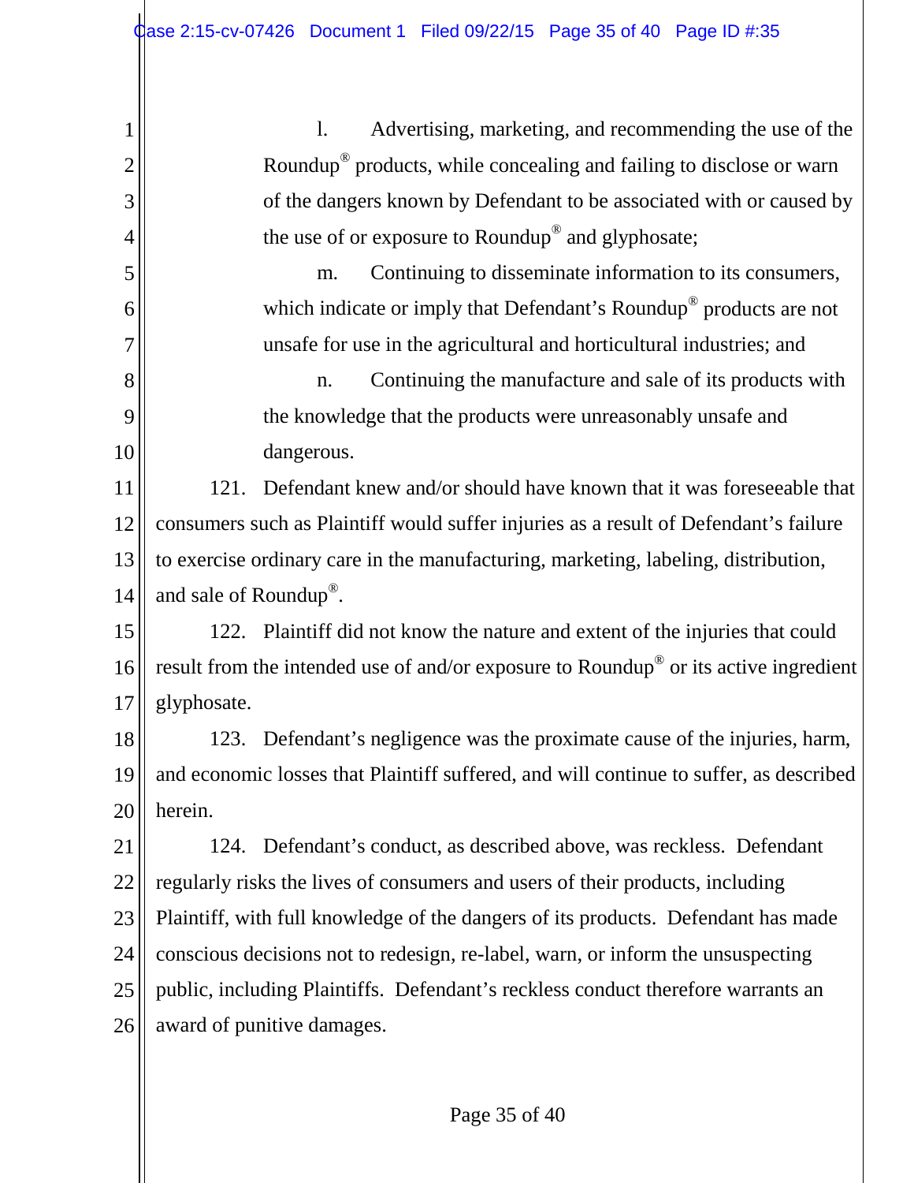l. Advertising, marketing, and recommending the use of the Roundup® products, while concealing and failing to disclose or warn of the dangers known by Defendant to be associated with or caused by the use of or exposure to Roundup® and glyphosate;

m. Continuing to disseminate information to its consumers, which indicate or imply that Defendant's Roundup® products are not unsafe for use in the agricultural and horticultural industries; and

n. Continuing the manufacture and sale of its products with the knowledge that the products were unreasonably unsafe and dangerous.

121. Defendant knew and/or should have known that it was foreseeable that consumers such as Plaintiff would suffer injuries as a result of Defendant's failure to exercise ordinary care in the manufacturing, marketing, labeling, distribution, and sale of Roundup®.

122. Plaintiff did not know the nature and extent of the injuries that could result from the intended use of and/or exposure to Roundup® or its active ingredient glyphosate.

123. Defendant's negligence was the proximate cause of the injuries, harm, and economic losses that Plaintiff suffered, and will continue to suffer, as described herein.

124. Defendant's conduct, as described above, was reckless. Defendant regularly risks the lives of consumers and users of their products, including Plaintiff, with full knowledge of the dangers of its products. Defendant has made conscious decisions not to redesign, re-label, warn, or inform the unsuspecting public, including Plaintiffs. Defendant's reckless conduct therefore warrants an award of punitive damages.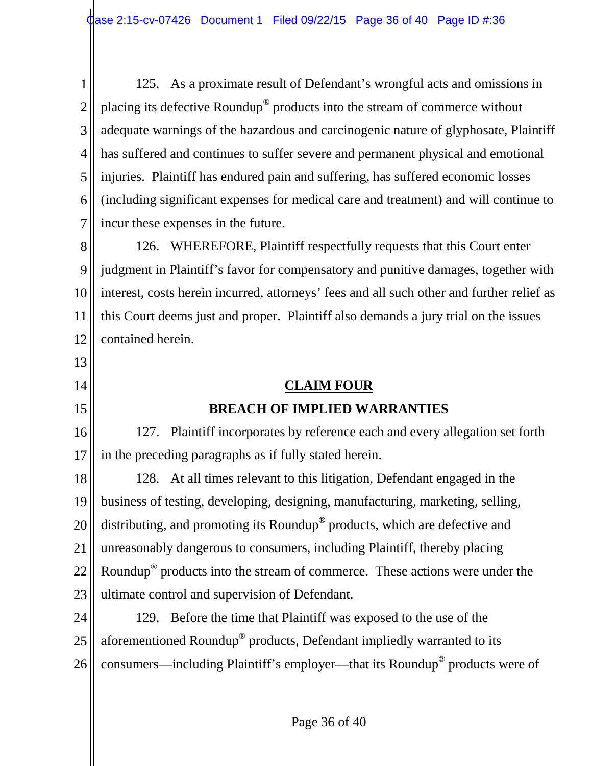125. As a proximate result of Defendant's wrongful acts and omissions in placing its defective Roundup® products into the stream of commerce without adequate warnings of the hazardous and carcinogenic nature of glyphosate, Plaintiff has suffered and continues to suffer severe and permanent physical and emotional injuries. Plaintiff has endured pain and suffering, has suffered economic losses (including significant expenses for medical care and treatment) and will continue to incur these expenses in the future.

126. WHEREFORE, Plaintiff respectfully requests that this Court enter judgment in Plaintiff's favor for compensatory and punitive damages, together with interest, costs herein incurred, attorneys' fees and all such other and further relief as this Court deems just and proper. Plaintiff also demands a jury trial on the issues contained herein.

## CLAIM FOUR

## BREACH OF IMPLIED WARRANTIES

127. Plaintiff incorporates by reference each and every allegation set forth in the preceding paragraphs as if fully stated herein.

128. At all times relevant to this litigation, Defendant engaged in the business of testing, developing, designing, manufacturing, marketing, selling, distributing, and promoting its Roundup® products, which are defective and unreasonably dangerous to consumers, including Plaintiff, thereby placing Roundup® products into the stream of commerce. These actions were under the ultimate control and supervision of Defendant.

129. Before the time that Plaintiff was exposed to the use of the aforementioned Roundup® products, Defendant impliedly warranted to its consumers—including Plaintiff's employer—that its Roundup® products were of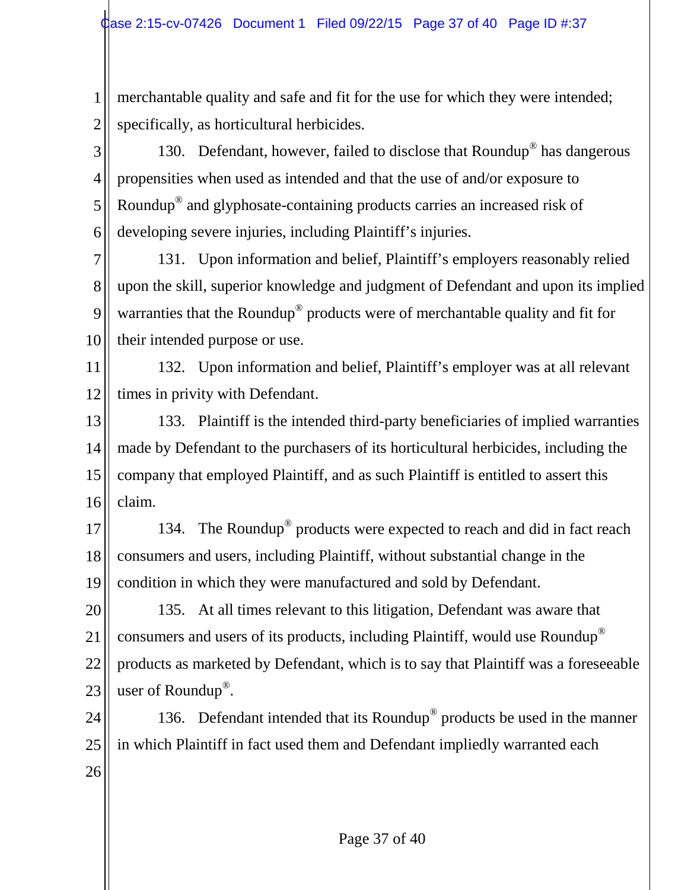merchantable quality and safe and fit for the use for which they were intended; specifically, as horticultural herbicides.

130. Defendant, however, failed to disclose that Roundup® has dangerous propensities when used as intended and that the use of and/or exposure to Roundup® and glyphosate-containing products carries an increased risk of developing severe injuries, including Plaintiff's injuries.

131. Upon information and belief, Plaintiff's employers reasonably relied upon the skill, superior knowledge and judgment of Defendant and upon its implied warranties that the Roundup® products were of merchantable quality and fit for their intended purpose or use.

132. Upon information and belief, Plaintiff's employer was at all relevant times in privity with Defendant.

133. Plaintiff is the intended third-party beneficiaries of implied warranties made by Defendant to the purchasers of its horticultural herbicides, including the company that employed Plaintiff, and as such Plaintiff is entitled to assert this claim.

134. The Roundup® products were expected to reach and did in fact reach consumers and users, including Plaintiff, without substantial change in the condition in which they were manufactured and sold by Defendant.

135. At all times relevant to this litigation, Defendant was aware that consumers and users of its products, including Plaintiff, would use Roundup® products as marketed by Defendant, which is to say that Plaintiff was a foreseeable user of Roundup®.

136. Defendant intended that its Roundup® products be used in the manner in which Plaintiff in fact used them and Defendant impliedly warranted each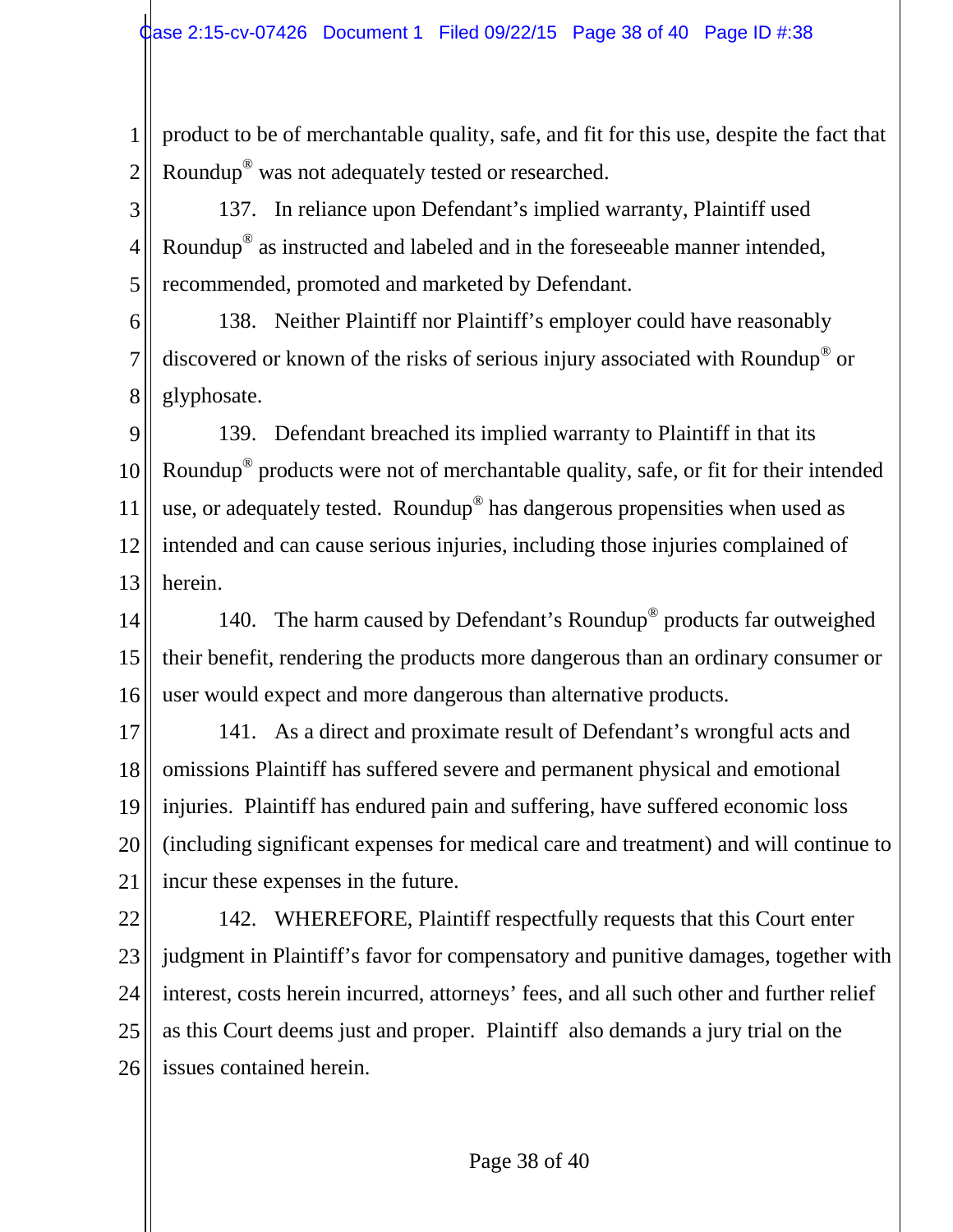product to be of merchantable quality, safe, and fit for this use, despite the fact that Roundup® was not adequately tested or researched.

137. In reliance upon Defendant's implied warranty, Plaintiff used Roundup® as instructed and labeled and in the foreseeable manner intended, recommended, promoted and marketed by Defendant.

138. Neither Plaintiff nor Plaintiff's employer could have reasonably discovered or known of the risks of serious injury associated with Roundup® or glyphosate.

139. Defendant breached its implied warranty to Plaintiff in that its Roundup® products were not of merchantable quality, safe, or fit for their intended use, or adequately tested. Roundup® has dangerous propensities when used as intended and can cause serious injuries, including those injuries complained of herein.

140. The harm caused by Defendant's Roundup® products far outweighed their benefit, rendering the products more dangerous than an ordinary consumer or user would expect and more dangerous than alternative products.

141. As a direct and proximate result of Defendant's wrongful acts and omissions Plaintiff has suffered severe and permanent physical and emotional injuries. Plaintiff has endured pain and suffering, have suffered economic loss (including significant expenses for medical care and treatment) and will continue to incur these expenses in the future.

142. WHEREFORE, Plaintiff respectfully requests that this Court enter judgment in Plaintiff's favor for compensatory and punitive damages, together with interest, costs herein incurred, attorneys' fees, and all such other and further relief as this Court deems just and proper. Plaintiff also demands a jury trial on the issues contained herein.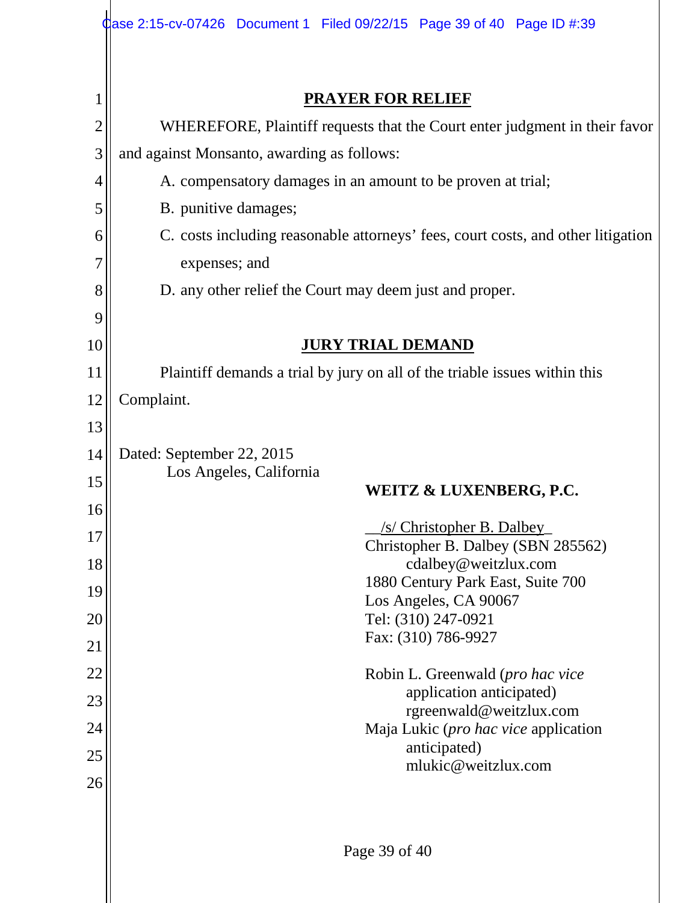## PRAYER FOR RELIEF

WHEREFORE, Plaintiff requests that the Court enter judgment in their favor and against Monsanto, awarding as follows:

A. compensatory damages in an amount to be proven at trial;

B. punitive damages;

C. costs including reasonable attorneys' fees, court costs, and other litigation expenses; and

D. any other relief the Court may deem just and proper.

## JURY TRIAL DEMAND

Plaintiff demands a trial by jury on all of the triable issues within this Complaint.

Dated: September 22, 2015
Los Angeles, California

**WEITZ & LUXENBERG, P.C.**

/s/ Christopher B. Dalbey
Christopher B. Dalbey (SBN 285562)
cdalbey@weitzlux.com
1880 Century Park East, Suite 700
Los Angeles, CA 90067
Tel: (310) 247-0921
Fax: (310) 786-9927

Robin L. Greenwald (*pro hac vice* application anticipated)
rgreenwald@weitzlux.com
Maja Lukic (*pro hac vice* application anticipated)
mlukic@weitzlux.com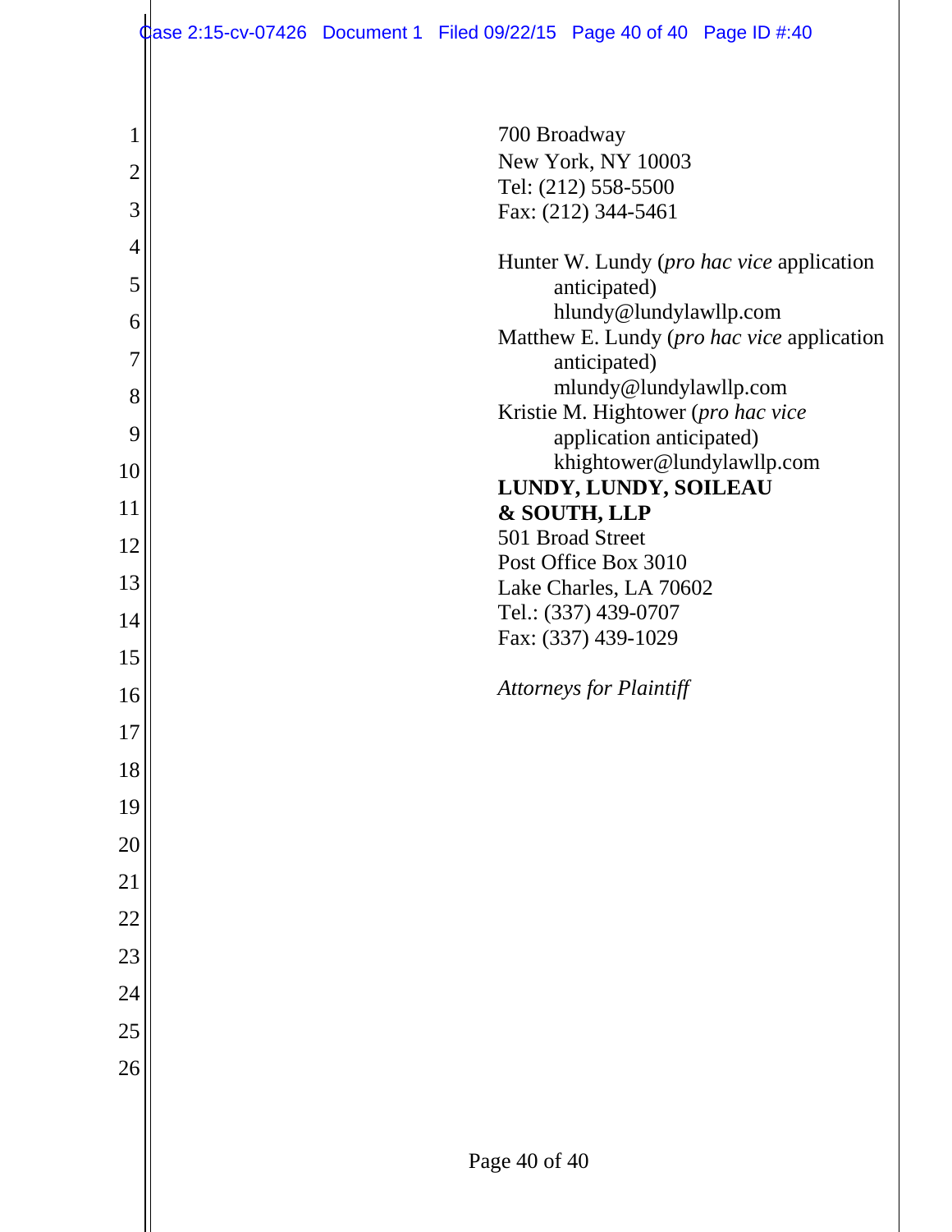700 Broadway
New York, NY 10003
Tel: (212) 558-5500
Fax: (212) 344-5461

Hunter W. Lundy (*pro hac vice* application anticipated)
hlundy@lundylawllp.com
Matthew E. Lundy (*pro hac vice* application anticipated)
mlundy@lundylawllp.com
Kristie M. Hightower (*pro hac vice* application anticipated)
khightower@lundylawllp.com
**LUNDY, LUNDY, SOILEAU & SOUTH, LLP**
501 Broad Street
Post Office Box 3010
Lake Charles, LA 70602
Tel.: (337) 439-0707
Fax: (337) 439-1029

*Attorneys for Plaintiff*